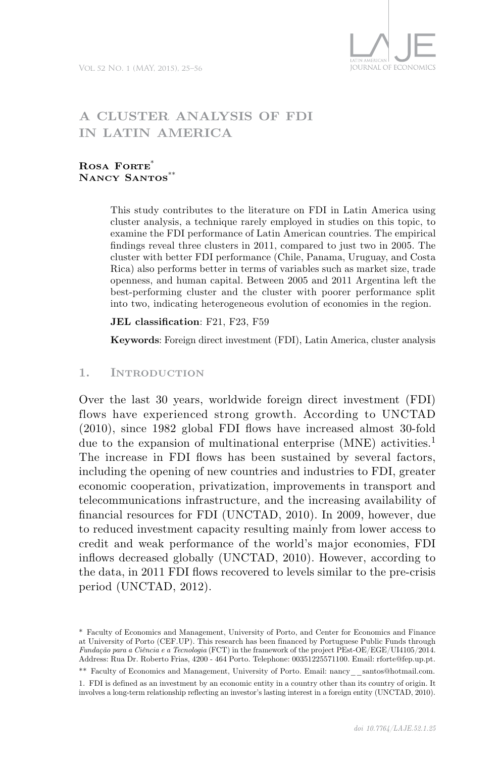# A CLUSTER ANALYSIS OF FDI IN LATIN AMERICA

**Rosa Forte**[*]
**Nancy Santos**[**]

This study contributes to the literature on FDI in Latin America using cluster analysis, a technique rarely employed in studies on this topic, to examine the FDI performance of Latin American countries. The empirical findings reveal three clusters in 2011, compared to just two in 2005. The cluster with better FDI performance (Chile, Panama, Uruguay, and Costa Rica) also performs better in terms of variables such as market size, trade openness, and human capital. Between 2005 and 2011 Argentina left the best-performing cluster and the cluster with poorer performance split into two, indicating heterogeneous evolution of economies in the region.

**JEL classification**: F21, F23, F59

**Keywords**: Foreign direct investment (FDI), Latin America, cluster analysis

## 1. Introduction

Over the last 30 years, worldwide foreign direct investment (FDI) flows have experienced strong growth. According to UNCTAD (2010), since 1982 global FDI flows have increased almost 30-fold due to the expansion of multinational enterprise (MNE) activities.[1] The increase in FDI flows has been sustained by several factors, including the opening of new countries and industries to FDI, greater economic cooperation, privatization, improvements in transport and telecommunications infrastructure, and the increasing availability of financial resources for FDI (UNCTAD, 2010). In 2009, however, due to reduced investment capacity resulting mainly from lower access to credit and weak performance of the world's major economies, FDI inflows decreased globally (UNCTAD, 2010). However, according to the data, in 2011 FDI flows recovered to levels similar to the pre-crisis period (UNCTAD, 2012).

---

\* Faculty of Economics and Management, University of Porto, and Center for Economics and Finance at University of Porto (CEF.UP). This research has been financed by Portuguese Public Funds through *Fundação para a Ciência e a Tecnologia* (FCT) in the framework of the project PEst-OE/EGE/UI4105/2014. Address: Rua Dr. Roberto Frias, 4200 - 464 Porto. Telephone: 00351225571100. Email: rforte@fep.up.pt.

\*\* Faculty of Economics and Management, University of Porto. Email: nancy__santos@hotmail.com.

1. FDI is defined as an investment by an economic entity in a country other than its country of origin. It involves a long-term relationship reflecting an investor's lasting interest in a foreign entity (UNCTAD, 2010).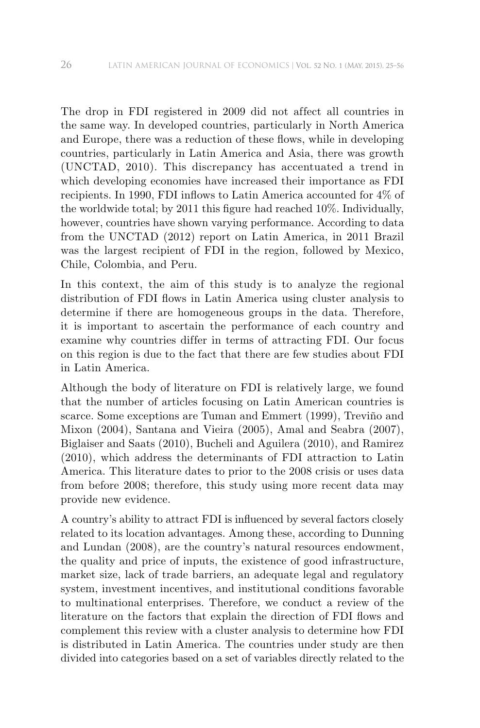The drop in FDI registered in 2009 did not affect all countries in the same way. In developed countries, particularly in North America and Europe, there was a reduction of these flows, while in developing countries, particularly in Latin America and Asia, there was growth (UNCTAD, 2010). This discrepancy has accentuated a trend in which developing economies have increased their importance as FDI recipients. In 1990, FDI inflows to Latin America accounted for 4% of the worldwide total; by 2011 this figure had reached 10%. Individually, however, countries have shown varying performance. According to data from the UNCTAD (2012) report on Latin America, in 2011 Brazil was the largest recipient of FDI in the region, followed by Mexico, Chile, Colombia, and Peru.

In this context, the aim of this study is to analyze the regional distribution of FDI flows in Latin America using cluster analysis to determine if there are homogeneous groups in the data. Therefore, it is important to ascertain the performance of each country and examine why countries differ in terms of attracting FDI. Our focus on this region is due to the fact that there are few studies about FDI in Latin America.

Although the body of literature on FDI is relatively large, we found that the number of articles focusing on Latin American countries is scarce. Some exceptions are Tuman and Emmert (1999), Treviño and Mixon (2004), Santana and Vieira (2005), Amal and Seabra (2007), Biglaiser and Saats (2010), Bucheli and Aguilera (2010), and Ramirez (2010), which address the determinants of FDI attraction to Latin America. This literature dates to prior to the 2008 crisis or uses data from before 2008; therefore, this study using more recent data may provide new evidence.

A country's ability to attract FDI is influenced by several factors closely related to its location advantages. Among these, according to Dunning and Lundan (2008), are the country's natural resources endowment, the quality and price of inputs, the existence of good infrastructure, market size, lack of trade barriers, an adequate legal and regulatory system, investment incentives, and institutional conditions favorable to multinational enterprises. Therefore, we conduct a review of the literature on the factors that explain the direction of FDI flows and complement this review with a cluster analysis to determine how FDI is distributed in Latin America. The countries under study are then divided into categories based on a set of variables directly related to the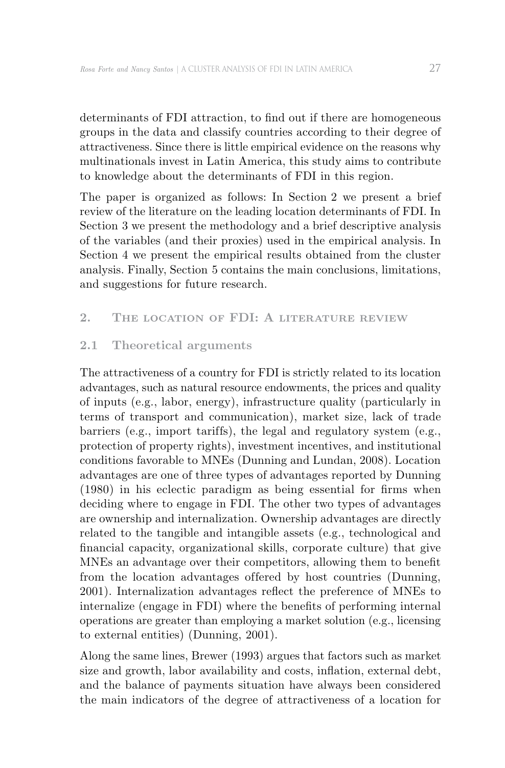determinants of FDI attraction, to find out if there are homogeneous groups in the data and classify countries according to their degree of attractiveness. Since there is little empirical evidence on the reasons why multinationals invest in Latin America, this study aims to contribute to knowledge about the determinants of FDI in this region.

The paper is organized as follows: In Section 2 we present a brief review of the literature on the leading location determinants of FDI. In Section 3 we present the methodology and a brief descriptive analysis of the variables (and their proxies) used in the empirical analysis. In Section 4 we present the empirical results obtained from the cluster analysis. Finally, Section 5 contains the main conclusions, limitations, and suggestions for future research.

## 2. The location of FDI: A literature review

### 2.1 Theoretical arguments

The attractiveness of a country for FDI is strictly related to its location advantages, such as natural resource endowments, the prices and quality of inputs (e.g., labor, energy), infrastructure quality (particularly in terms of transport and communication), market size, lack of trade barriers (e.g., import tariffs), the legal and regulatory system (e.g., protection of property rights), investment incentives, and institutional conditions favorable to MNEs (Dunning and Lundan, 2008). Location advantages are one of three types of advantages reported by Dunning (1980) in his eclectic paradigm as being essential for firms when deciding where to engage in FDI. The other two types of advantages are ownership and internalization. Ownership advantages are directly related to the tangible and intangible assets (e.g., technological and financial capacity, organizational skills, corporate culture) that give MNEs an advantage over their competitors, allowing them to benefit from the location advantages offered by host countries (Dunning, 2001). Internalization advantages reflect the preference of MNEs to internalize (engage in FDI) where the benefits of performing internal operations are greater than employing a market solution (e.g., licensing to external entities) (Dunning, 2001).

Along the same lines, Brewer (1993) argues that factors such as market size and growth, labor availability and costs, inflation, external debt, and the balance of payments situation have always been considered the main indicators of the degree of attractiveness of a location for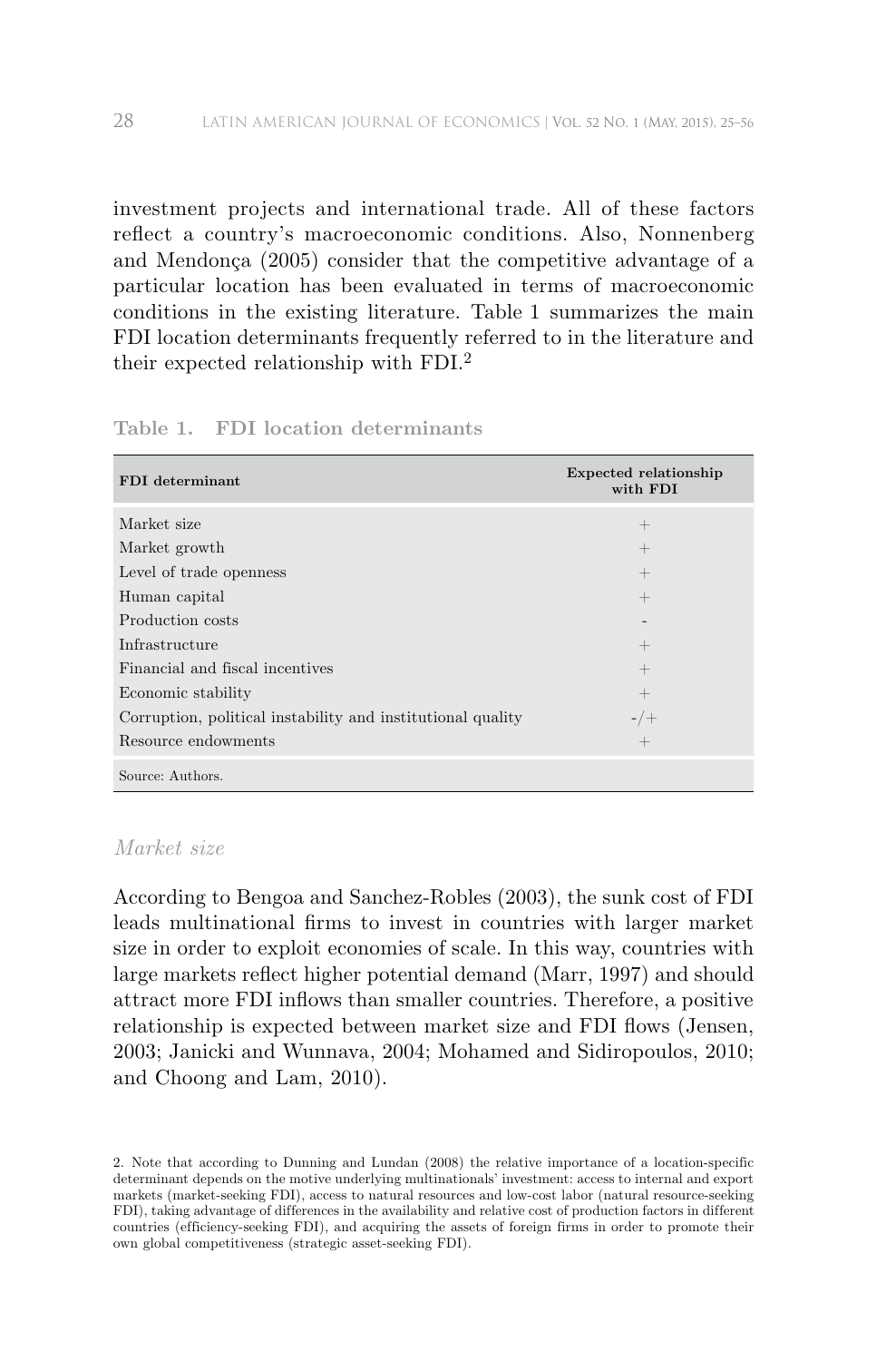investment projects and international trade. All of these factors reflect a country's macroeconomic conditions. Also, Nonnenberg and Mendonça (2005) consider that the competitive advantage of a particular location has been evaluated in terms of macroeconomic conditions in the existing literature. Table 1 summarizes the main FDI location determinants frequently referred to in the literature and their expected relationship with FDI.[2]

**Table 1. FDI location determinants**

| FDI determinant | Expected relationship with FDI |
|---|---|
| Market size | + |
| Market growth | + |
| Level of trade openness | + |
| Human capital | + |
| Production costs | - |
| Infrastructure | + |
| Financial and fiscal incentives | + |
| Economic stability | + |
| Corruption, political instability and institutional quality | -/+ |
| Resource endowments | + |

Source: Authors.

### *Market size*

According to Bengoa and Sanchez-Robles (2003), the sunk cost of FDI leads multinational firms to invest in countries with larger market size in order to exploit economies of scale. In this way, countries with large markets reflect higher potential demand (Marr, 1997) and should attract more FDI inflows than smaller countries. Therefore, a positive relationship is expected between market size and FDI flows (Jensen, 2003; Janicki and Wunnava, 2004; Mohamed and Sidiropoulos, 2010; and Choong and Lam, 2010).

2. Note that according to Dunning and Lundan (2008) the relative importance of a location-specific determinant depends on the motive underlying multinationals' investment: access to internal and export markets (market-seeking FDI), access to natural resources and low-cost labor (natural resource-seeking FDI), taking advantage of differences in the availability and relative cost of production factors in different countries (efficiency-seeking FDI), and acquiring the assets of foreign firms in order to promote their own global competitiveness (strategic asset-seeking FDI).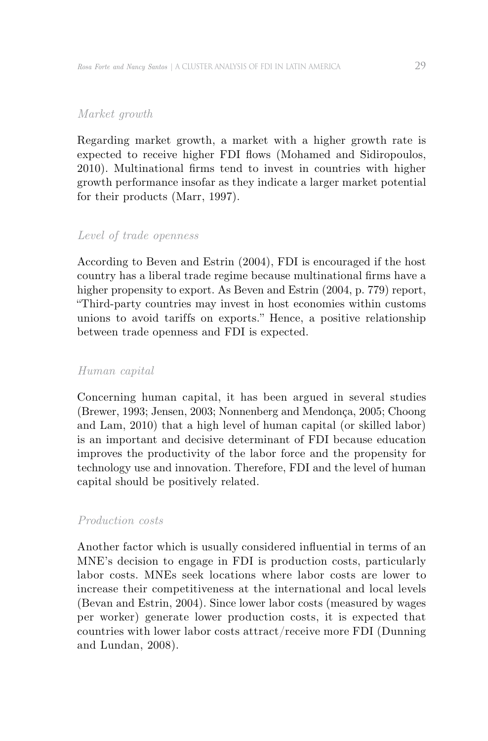*Market growth*

Regarding market growth, a market with a higher growth rate is expected to receive higher FDI flows (Mohamed and Sidiropoulos, 2010). Multinational firms tend to invest in countries with higher growth performance insofar as they indicate a larger market potential for their products (Marr, 1997).

*Level of trade openness*

According to Beven and Estrin (2004), FDI is encouraged if the host country has a liberal trade regime because multinational firms have a higher propensity to export. As Beven and Estrin (2004, p. 779) report, "Third-party countries may invest in host economies within customs unions to avoid tariffs on exports." Hence, a positive relationship between trade openness and FDI is expected.

*Human capital*

Concerning human capital, it has been argued in several studies (Brewer, 1993; Jensen, 2003; Nonnenberg and Mendonça, 2005; Choong and Lam, 2010) that a high level of human capital (or skilled labor) is an important and decisive determinant of FDI because education improves the productivity of the labor force and the propensity for technology use and innovation. Therefore, FDI and the level of human capital should be positively related.

*Production costs*

Another factor which is usually considered influential in terms of an MNE's decision to engage in FDI is production costs, particularly labor costs. MNEs seek locations where labor costs are lower to increase their competitiveness at the international and local levels (Bevan and Estrin, 2004). Since lower labor costs (measured by wages per worker) generate lower production costs, it is expected that countries with lower labor costs attract/receive more FDI (Dunning and Lundan, 2008).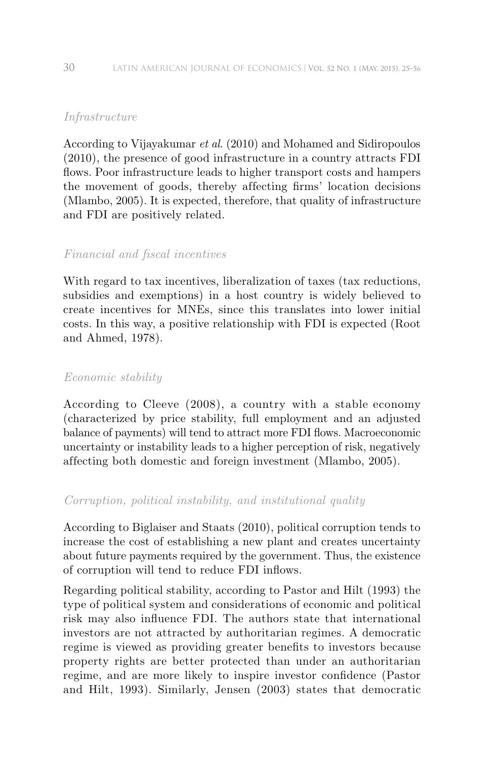*Infrastructure*

According to Vijayakumar *et al.* (2010) and Mohamed and Sidiropoulos (2010), the presence of good infrastructure in a country attracts FDI flows. Poor infrastructure leads to higher transport costs and hampers the movement of goods, thereby affecting firms' location decisions (Mlambo, 2005). It is expected, therefore, that quality of infrastructure and FDI are positively related.

*Financial and fiscal incentives*

With regard to tax incentives, liberalization of taxes (tax reductions, subsidies and exemptions) in a host country is widely believed to create incentives for MNEs, since this translates into lower initial costs. In this way, a positive relationship with FDI is expected (Root and Ahmed, 1978).

*Economic stability*

According to Cleeve (2008), a country with a stable economy (characterized by price stability, full employment and an adjusted balance of payments) will tend to attract more FDI flows. Macroeconomic uncertainty or instability leads to a higher perception of risk, negatively affecting both domestic and foreign investment (Mlambo, 2005).

*Corruption, political instability, and institutional quality*

According to Biglaiser and Staats (2010), political corruption tends to increase the cost of establishing a new plant and creates uncertainty about future payments required by the government. Thus, the existence of corruption will tend to reduce FDI inflows.

Regarding political stability, according to Pastor and Hilt (1993) the type of political system and considerations of economic and political risk may also influence FDI. The authors state that international investors are not attracted by authoritarian regimes. A democratic regime is viewed as providing greater benefits to investors because property rights are better protected than under an authoritarian regime, and are more likely to inspire investor confidence (Pastor and Hilt, 1993). Similarly, Jensen (2003) states that democratic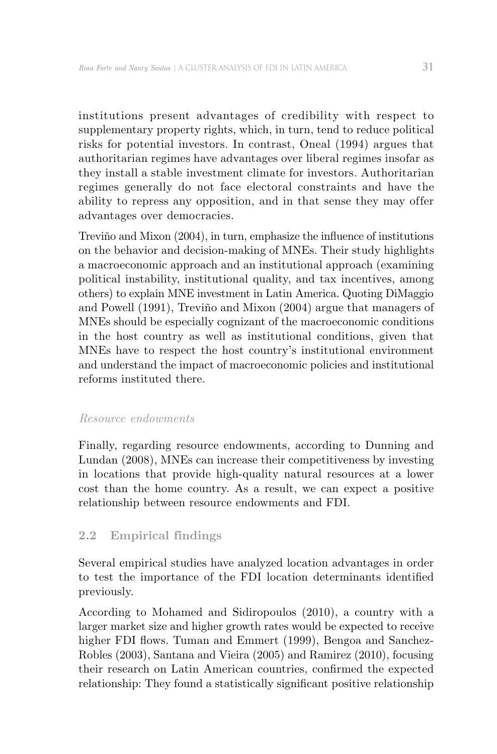institutions present advantages of credibility with respect to supplementary property rights, which, in turn, tend to reduce political risks for potential investors. In contrast, Oneal (1994) argues that authoritarian regimes have advantages over liberal regimes insofar as they install a stable investment climate for investors. Authoritarian regimes generally do not face electoral constraints and have the ability to repress any opposition, and in that sense they may offer advantages over democracies.

Treviño and Mixon (2004), in turn, emphasize the influence of institutions on the behavior and decision-making of MNEs. Their study highlights a macroeconomic approach and an institutional approach (examining political instability, institutional quality, and tax incentives, among others) to explain MNE investment in Latin America. Quoting DiMaggio and Powell (1991), Treviño and Mixon (2004) argue that managers of MNEs should be especially cognizant of the macroeconomic conditions in the host country as well as institutional conditions, given that MNEs have to respect the host country's institutional environment and understand the impact of macroeconomic policies and institutional reforms instituted there.

#### *Resource endowments*

Finally, regarding resource endowments, according to Dunning and Lundan (2008), MNEs can increase their competitiveness by investing in locations that provide high-quality natural resources at a lower cost than the home country. As a result, we can expect a positive relationship between resource endowments and FDI.

### 2.2 Empirical findings

Several empirical studies have analyzed location advantages in order to test the importance of the FDI location determinants identified previously.

According to Mohamed and Sidiropoulos (2010), a country with a larger market size and higher growth rates would be expected to receive higher FDI flows. Tuman and Emmert (1999), Bengoa and Sanchez-Robles (2003), Santana and Vieira (2005) and Ramirez (2010), focusing their research on Latin American countries, confirmed the expected relationship: They found a statistically significant positive relationship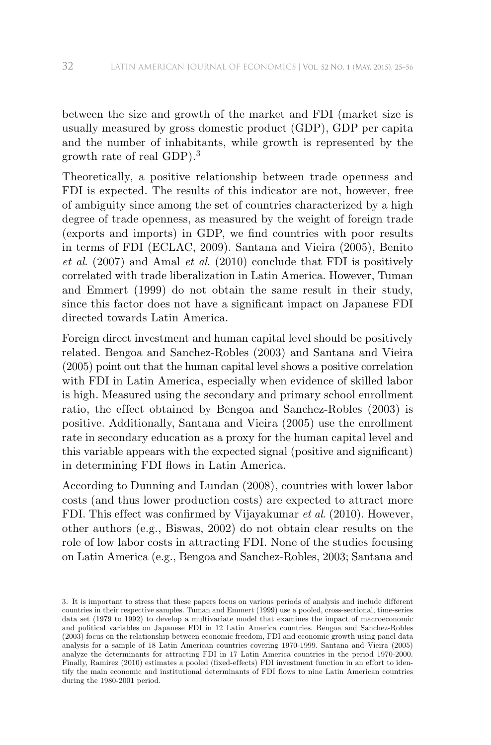between the size and growth of the market and FDI (market size is usually measured by gross domestic product (GDP), GDP per capita and the number of inhabitants, while growth is represented by the growth rate of real GDP).[3]

Theoretically, a positive relationship between trade openness and FDI is expected. The results of this indicator are not, however, free of ambiguity since among the set of countries characterized by a high degree of trade openness, as measured by the weight of foreign trade (exports and imports) in GDP, we find countries with poor results in terms of FDI (ECLAC, 2009). Santana and Vieira (2005), Benito *et al*. (2007) and Amal *et al*. (2010) conclude that FDI is positively correlated with trade liberalization in Latin America. However, Tuman and Emmert (1999) do not obtain the same result in their study, since this factor does not have a significant impact on Japanese FDI directed towards Latin America.

Foreign direct investment and human capital level should be positively related. Bengoa and Sanchez-Robles (2003) and Santana and Vieira (2005) point out that the human capital level shows a positive correlation with FDI in Latin America, especially when evidence of skilled labor is high. Measured using the secondary and primary school enrollment ratio, the effect obtained by Bengoa and Sanchez-Robles (2003) is positive. Additionally, Santana and Vieira (2005) use the enrollment rate in secondary education as a proxy for the human capital level and this variable appears with the expected signal (positive and significant) in determining FDI flows in Latin America.

According to Dunning and Lundan (2008), countries with lower labor costs (and thus lower production costs) are expected to attract more FDI. This effect was confirmed by Vijayakumar *et al*. (2010). However, other authors (e.g., Biswas, 2002) do not obtain clear results on the role of low labor costs in attracting FDI. None of the studies focusing on Latin America (e.g., Bengoa and Sanchez-Robles, 2003; Santana and

3. It is important to stress that these papers focus on various periods of analysis and include different countries in their respective samples. Tuman and Emmert (1999) use a pooled, cross-sectional, time-series data set (1979 to 1992) to develop a multivariate model that examines the impact of macroeconomic and political variables on Japanese FDI in 12 Latin America countries. Bengoa and Sanchez-Robles (2003) focus on the relationship between economic freedom, FDI and economic growth using panel data analysis for a sample of 18 Latin American countries covering 1970-1999. Santana and Vieira (2005) analyze the determinants for attracting FDI in 17 Latin America countries in the period 1970-2000. Finally, Ramirez (2010) estimates a pooled (fixed-effects) FDI investment function in an effort to identify the main economic and institutional determinants of FDI flows to nine Latin American countries during the 1980-2001 period.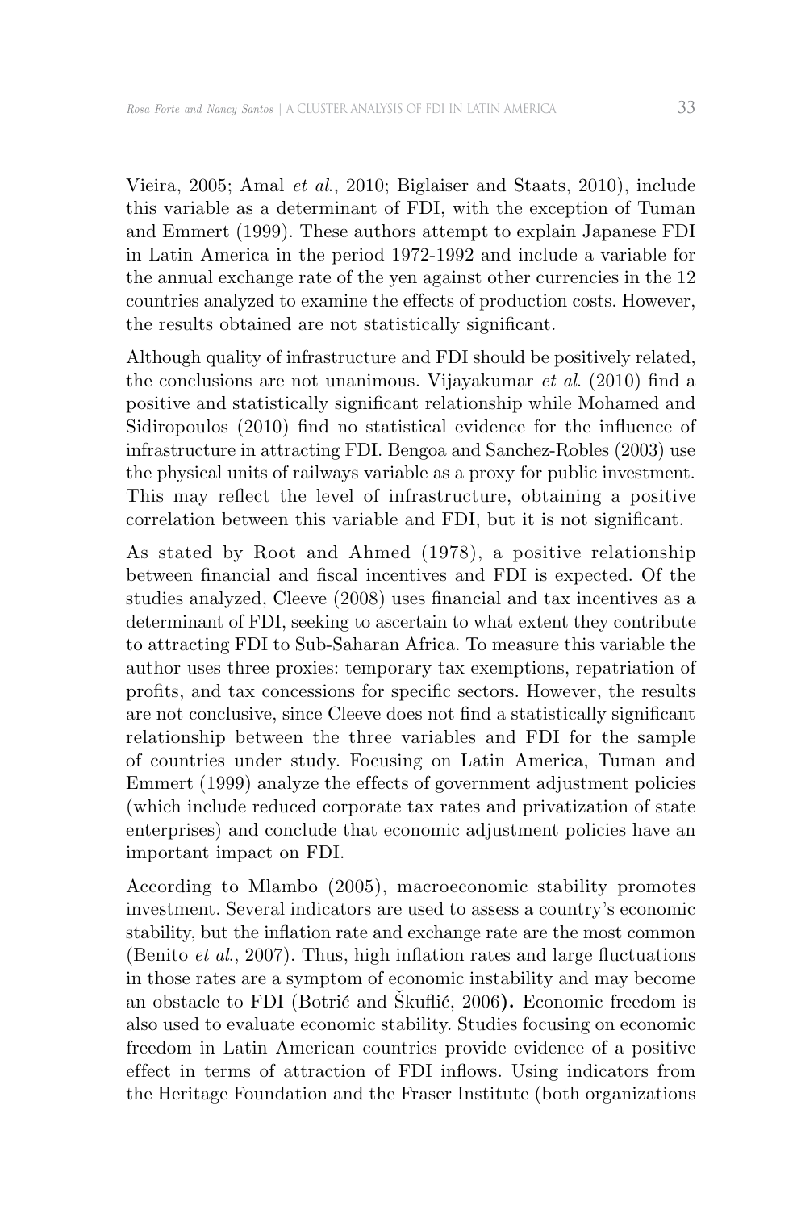Vieira, 2005; Amal *et al.*, 2010; Biglaiser and Staats, 2010), include this variable as a determinant of FDI, with the exception of Tuman and Emmert (1999). These authors attempt to explain Japanese FDI in Latin America in the period 1972-1992 and include a variable for the annual exchange rate of the yen against other currencies in the 12 countries analyzed to examine the effects of production costs. However, the results obtained are not statistically significant.

Although quality of infrastructure and FDI should be positively related, the conclusions are not unanimous. Vijayakumar *et al.* (2010) find a positive and statistically significant relationship while Mohamed and Sidiropoulos (2010) find no statistical evidence for the influence of infrastructure in attracting FDI. Bengoa and Sanchez-Robles (2003) use the physical units of railways variable as a proxy for public investment. This may reflect the level of infrastructure, obtaining a positive correlation between this variable and FDI, but it is not significant.

As stated by Root and Ahmed (1978), a positive relationship between financial and fiscal incentives and FDI is expected. Of the studies analyzed, Cleeve (2008) uses financial and tax incentives as a determinant of FDI, seeking to ascertain to what extent they contribute to attracting FDI to Sub-Saharan Africa. To measure this variable the author uses three proxies: temporary tax exemptions, repatriation of profits, and tax concessions for specific sectors. However, the results are not conclusive, since Cleeve does not find a statistically significant relationship between the three variables and FDI for the sample of countries under study. Focusing on Latin America, Tuman and Emmert (1999) analyze the effects of government adjustment policies (which include reduced corporate tax rates and privatization of state enterprises) and conclude that economic adjustment policies have an important impact on FDI.

According to Mlambo (2005), macroeconomic stability promotes investment. Several indicators are used to assess a country's economic stability, but the inflation rate and exchange rate are the most common (Benito *et al.*, 2007). Thus, high inflation rates and large fluctuations in those rates are a symptom of economic instability and may become an obstacle to FDI (Botrić and Škuflić, 2006)**.** Economic freedom is also used to evaluate economic stability. Studies focusing on economic freedom in Latin American countries provide evidence of a positive effect in terms of attraction of FDI inflows. Using indicators from the Heritage Foundation and the Fraser Institute (both organizations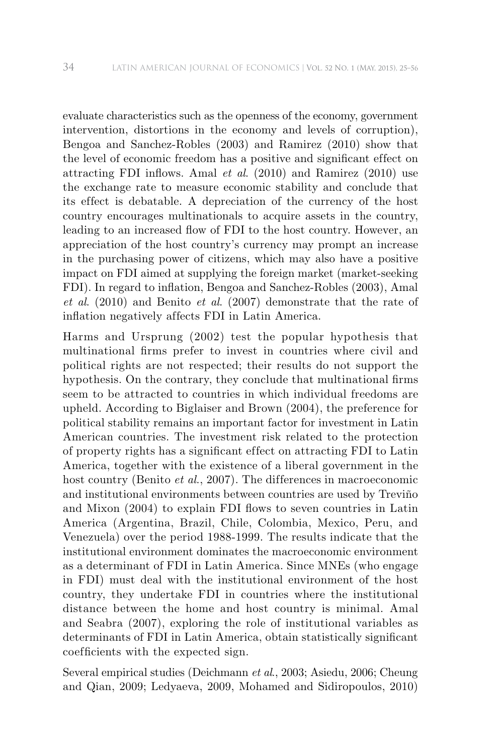evaluate characteristics such as the openness of the economy, government intervention, distortions in the economy and levels of corruption), Bengoa and Sanchez-Robles (2003) and Ramirez (2010) show that the level of economic freedom has a positive and significant effect on attracting FDI inflows. Amal *et al.* (2010) and Ramirez (2010) use the exchange rate to measure economic stability and conclude that its effect is debatable. A depreciation of the currency of the host country encourages multinationals to acquire assets in the country, leading to an increased flow of FDI to the host country. However, an appreciation of the host country's currency may prompt an increase in the purchasing power of citizens, which may also have a positive impact on FDI aimed at supplying the foreign market (market-seeking FDI). In regard to inflation, Bengoa and Sanchez-Robles (2003), Amal *et al.* (2010) and Benito *et al.* (2007) demonstrate that the rate of inflation negatively affects FDI in Latin America.

Harms and Ursprung (2002) test the popular hypothesis that multinational firms prefer to invest in countries where civil and political rights are not respected; their results do not support the hypothesis. On the contrary, they conclude that multinational firms seem to be attracted to countries in which individual freedoms are upheld. According to Biglaiser and Brown (2004), the preference for political stability remains an important factor for investment in Latin American countries. The investment risk related to the protection of property rights has a significant effect on attracting FDI to Latin America, together with the existence of a liberal government in the host country (Benito *et al.*, 2007). The differences in macroeconomic and institutional environments between countries are used by Treviño and Mixon (2004) to explain FDI flows to seven countries in Latin America (Argentina, Brazil, Chile, Colombia, Mexico, Peru, and Venezuela) over the period 1988-1999. The results indicate that the institutional environment dominates the macroeconomic environment as a determinant of FDI in Latin America. Since MNEs (who engage in FDI) must deal with the institutional environment of the host country, they undertake FDI in countries where the institutional distance between the home and host country is minimal. Amal and Seabra (2007), exploring the role of institutional variables as determinants of FDI in Latin America, obtain statistically significant coefficients with the expected sign.

Several empirical studies (Deichmann *et al.*, 2003; Asiedu, 2006; Cheung and Qian, 2009; Ledyaeva, 2009, Mohamed and Sidiropoulos, 2010)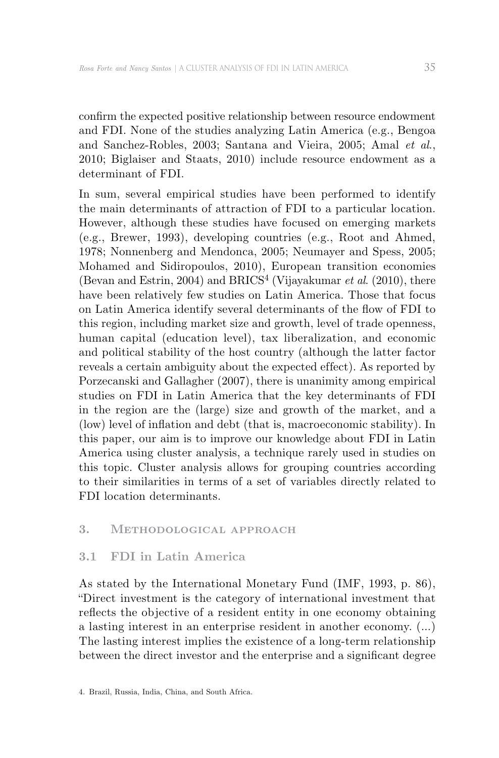confirm the expected positive relationship between resource endowment and FDI. None of the studies analyzing Latin America (e.g., Bengoa and Sanchez-Robles, 2003; Santana and Vieira, 2005; Amal *et al.*, 2010; Biglaiser and Staats, 2010) include resource endowment as a determinant of FDI.

In sum, several empirical studies have been performed to identify the main determinants of attraction of FDI to a particular location. However, although these studies have focused on emerging markets (e.g., Brewer, 1993), developing countries (e.g., Root and Ahmed, 1978; Nonnenberg and Mendonca, 2005; Neumayer and Spess, 2005; Mohamed and Sidiropoulos, 2010), European transition economies (Bevan and Estrin, 2004) and BRICS[4] (Vijayakumar *et al*. (2010), there have been relatively few studies on Latin America. Those that focus on Latin America identify several determinants of the flow of FDI to this region, including market size and growth, level of trade openness, human capital (education level), tax liberalization, and economic and political stability of the host country (although the latter factor reveals a certain ambiguity about the expected effect). As reported by Porzecanski and Gallagher (2007), there is unanimity among empirical studies on FDI in Latin America that the key determinants of FDI in the region are the (large) size and growth of the market, and a (low) level of inflation and debt (that is, macroeconomic stability). In this paper, our aim is to improve our knowledge about FDI in Latin America using cluster analysis, a technique rarely used in studies on this topic. Cluster analysis allows for grouping countries according to their similarities in terms of a set of variables directly related to FDI location determinants.

## 3. Methodological approach

### 3.1 FDI in Latin America

As stated by the International Monetary Fund (IMF, 1993, p. 86), "Direct investment is the category of international investment that reflects the objective of a resident entity in one economy obtaining a lasting interest in an enterprise resident in another economy. (...) The lasting interest implies the existence of a long-term relationship between the direct investor and the enterprise and a significant degree

4. Brazil, Russia, India, China, and South Africa.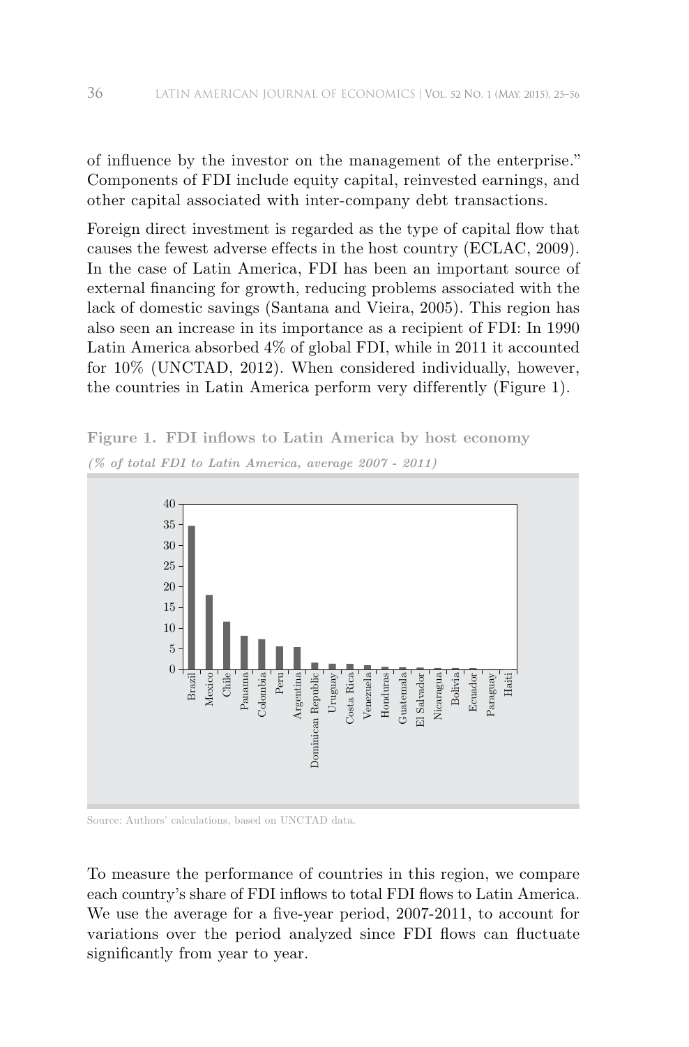of influence by the investor on the management of the enterprise." Components of FDI include equity capital, reinvested earnings, and other capital associated with inter-company debt transactions.

Foreign direct investment is regarded as the type of capital flow that causes the fewest adverse effects in the host country (ECLAC, 2009). In the case of Latin America, FDI has been an important source of external financing for growth, reducing problems associated with the lack of domestic savings (Santana and Vieira, 2005). This region has also seen an increase in its importance as a recipient of FDI: In 1990 Latin America absorbed 4% of global FDI, while in 2011 it accounted for 10% (UNCTAD, 2012). When considered individually, however, the countries in Latin America perform very differently (Figure 1).

**Figure 1. FDI inflows to Latin America by host economy**

*(% of total FDI to Latin America, average 2007 - 2011)*

Source: Authors' calculations, based on UNCTAD data.

To measure the performance of countries in this region, we compare each country's share of FDI inflows to total FDI flows to Latin America. We use the average for a five-year period, 2007-2011, to account for variations over the period analyzed since FDI flows can fluctuate significantly from year to year.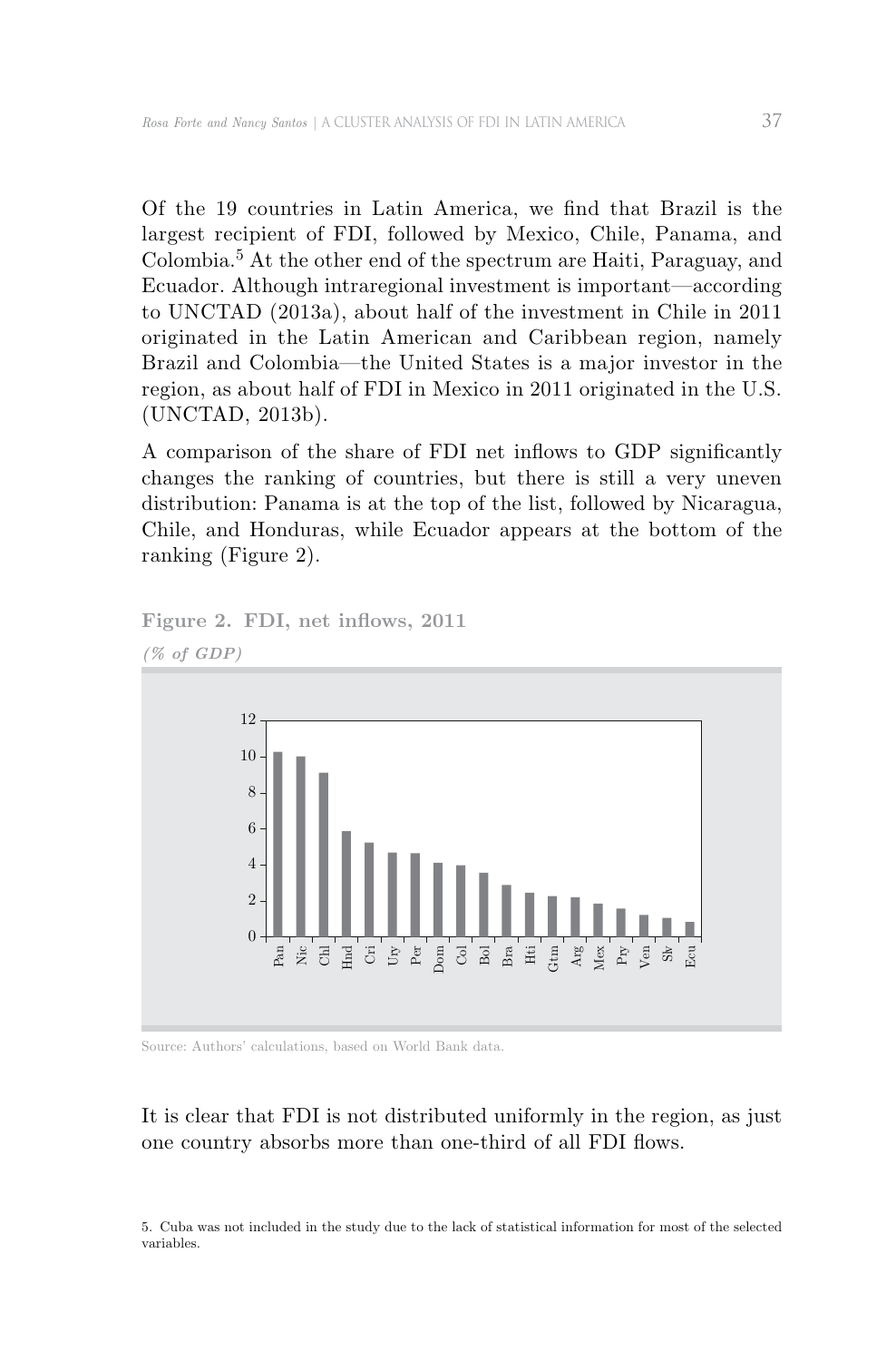Of the 19 countries in Latin America, we find that Brazil is the largest recipient of FDI, followed by Mexico, Chile, Panama, and Colombia.[5] At the other end of the spectrum are Haiti, Paraguay, and Ecuador. Although intraregional investment is important—according to UNCTAD (2013a), about half of the investment in Chile in 2011 originated in the Latin American and Caribbean region, namely Brazil and Colombia—the United States is a major investor in the region, as about half of FDI in Mexico in 2011 originated in the U.S. (UNCTAD, 2013b).

A comparison of the share of FDI net inflows to GDP significantly changes the ranking of countries, but there is still a very uneven distribution: Panama is at the top of the list, followed by Nicaragua, Chile, and Honduras, while Ecuador appears at the bottom of the ranking (Figure 2).

**Figure 2. FDI, net inflows, 2011**

***(% of GDP)***

Source: Authors' calculations, based on World Bank data.

It is clear that FDI is not distributed uniformly in the region, as just one country absorbs more than one-third of all FDI flows.

5. Cuba was not included in the study due to the lack of statistical information for most of the selected variables.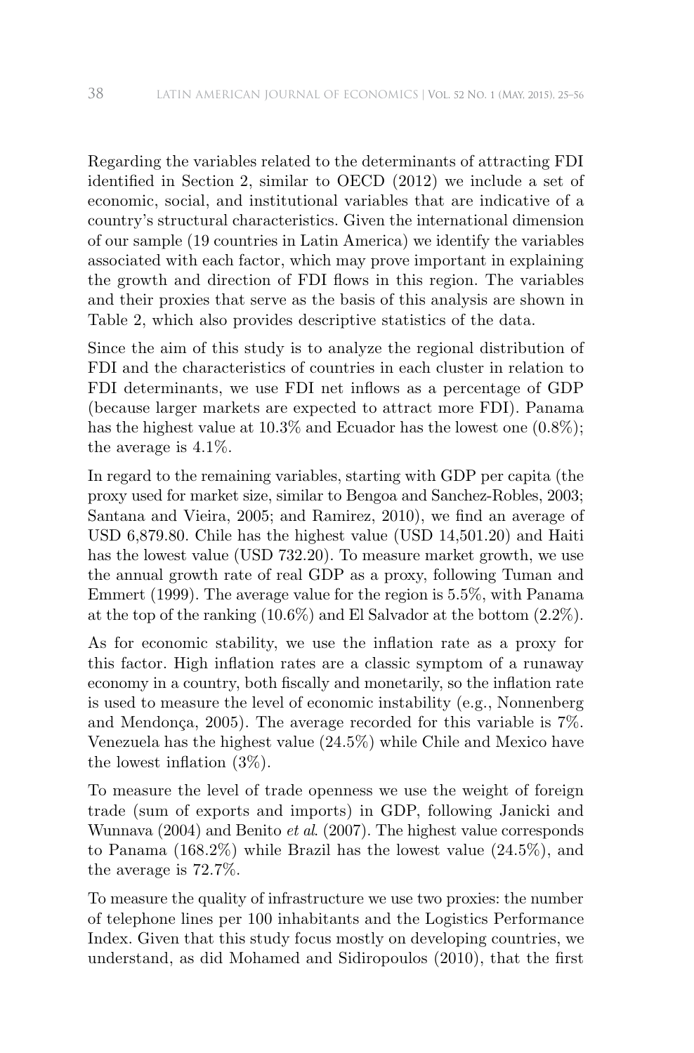Regarding the variables related to the determinants of attracting FDI identified in Section 2, similar to OECD (2012) we include a set of economic, social, and institutional variables that are indicative of a country's structural characteristics. Given the international dimension of our sample (19 countries in Latin America) we identify the variables associated with each factor, which may prove important in explaining the growth and direction of FDI flows in this region. The variables and their proxies that serve as the basis of this analysis are shown in Table 2, which also provides descriptive statistics of the data.

Since the aim of this study is to analyze the regional distribution of FDI and the characteristics of countries in each cluster in relation to FDI determinants, we use FDI net inflows as a percentage of GDP (because larger markets are expected to attract more FDI). Panama has the highest value at 10.3% and Ecuador has the lowest one (0.8%); the average is 4.1%.

In regard to the remaining variables, starting with GDP per capita (the proxy used for market size, similar to Bengoa and Sanchez-Robles, 2003; Santana and Vieira, 2005; and Ramirez, 2010), we find an average of USD 6,879.80. Chile has the highest value (USD 14,501.20) and Haiti has the lowest value (USD 732.20). To measure market growth, we use the annual growth rate of real GDP as a proxy, following Tuman and Emmert (1999). The average value for the region is 5.5%, with Panama at the top of the ranking (10.6%) and El Salvador at the bottom (2.2%).

As for economic stability, we use the inflation rate as a proxy for this factor. High inflation rates are a classic symptom of a runaway economy in a country, both fiscally and monetarily, so the inflation rate is used to measure the level of economic instability (e.g., Nonnenberg and Mendonça, 2005). The average recorded for this variable is 7%. Venezuela has the highest value (24.5%) while Chile and Mexico have the lowest inflation (3%).

To measure the level of trade openness we use the weight of foreign trade (sum of exports and imports) in GDP, following Janicki and Wunnava (2004) and Benito *et al*. (2007). The highest value corresponds to Panama (168.2%) while Brazil has the lowest value (24.5%), and the average is 72.7%.

To measure the quality of infrastructure we use two proxies: the number of telephone lines per 100 inhabitants and the Logistics Performance Index. Given that this study focus mostly on developing countries, we understand, as did Mohamed and Sidiropoulos (2010), that the first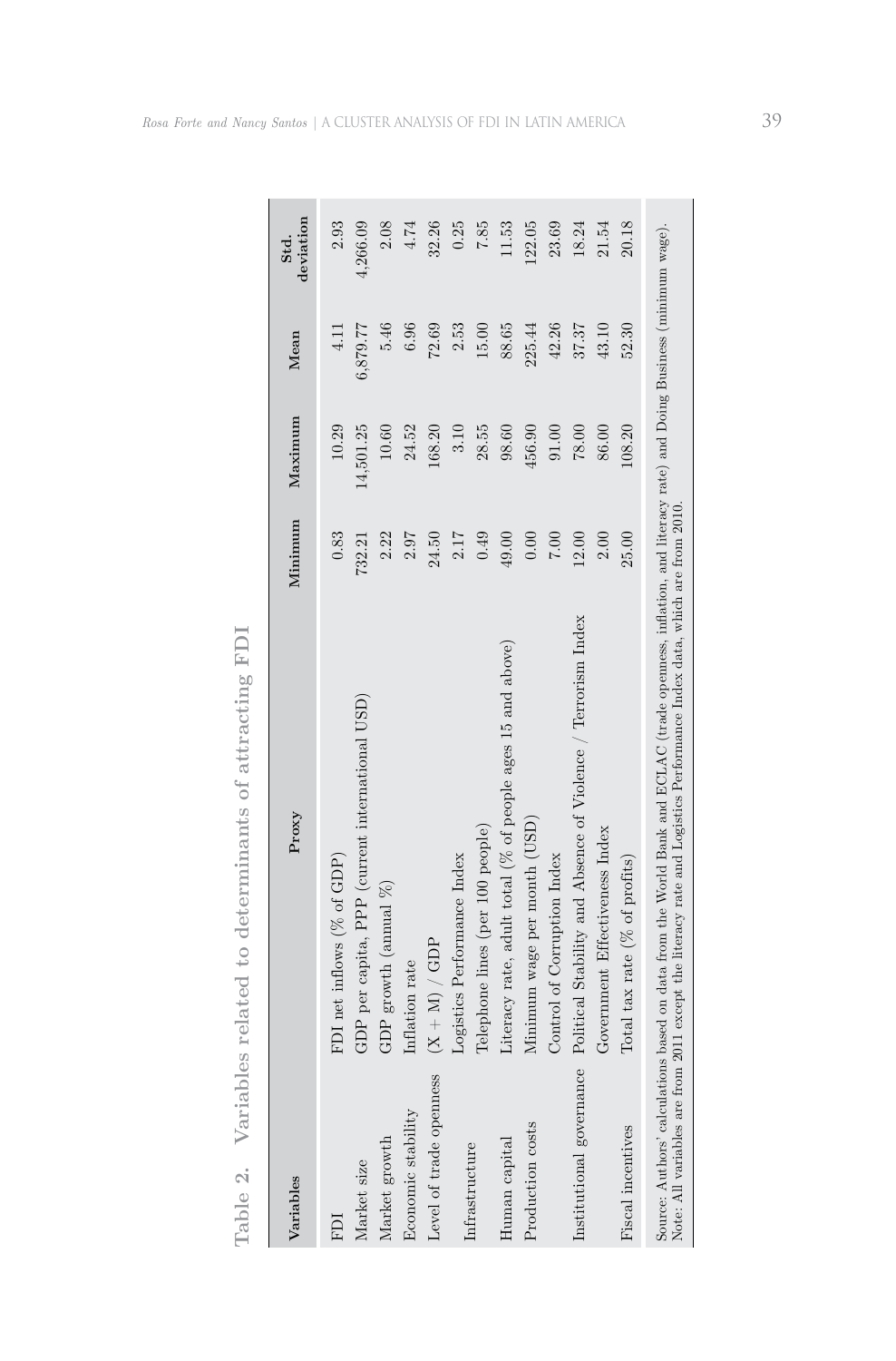**Table 2. Variables related to determinants of attracting FDI**

| Variables | Proxy | Minimum | Maximum | Mean | Std. deviation |
|---|---|---|---|---|---|
| FDI | FDI net inflows (% of GDP) | 0.83 | 10.29 | 4.11 | 2.93 |
| Market size | GDP per capita, PPP (current international USD) | 732.21 | 14,501.25 | 6,879.77 | 4,266.09 |
| Market growth | GDP growth (annual %) | 2.22 | 10.60 | 5.46 | 2.08 |
| Economic stability | Inflation rate | 2.97 | 24.52 | 6.96 | 4.74 |
| Level of trade openness | (X + M) / GDP | 24.50 | 168.20 | 72.69 | 32.26 |
| Infrastructure | Logistics Performance Index | 2.17 | 3.10 | 2.53 | 0.25 |
| | Telephone lines (per 100 people) | 0.49 | 28.55 | 15.00 | 7.85 |
| Human capital | Literacy rate, adult total (% of people ages 15 and above) | 49.00 | 98.60 | 88.65 | 11.53 |
| Production costs | Minimum wage per month (USD) | 0.00 | 456.90 | 225.44 | 122.05 |
| | Control of Corruption Index | 7.00 | 91.00 | 42.26 | 23.69 |
| Institutional governance | Political Stability and Absence of Violence / Terrorism Index | 12.00 | 78.00 | 37.37 | 18.24 |
| | Government Effectiveness Index | 2.00 | 86.00 | 43.10 | 21.54 |
| Fiscal incentives | Total tax rate (% of profits) | 25.00 | 108.20 | 52.30 | 20.18 |

Source: Authors' calculations based on data from the World Bank and ECLAC (trade openness, inflation, and literacy rate) and Doing Business (minimum wage).
Note: All variables are from 2011 except the literacy rate and Logistics Performance Index data, which are from 2010.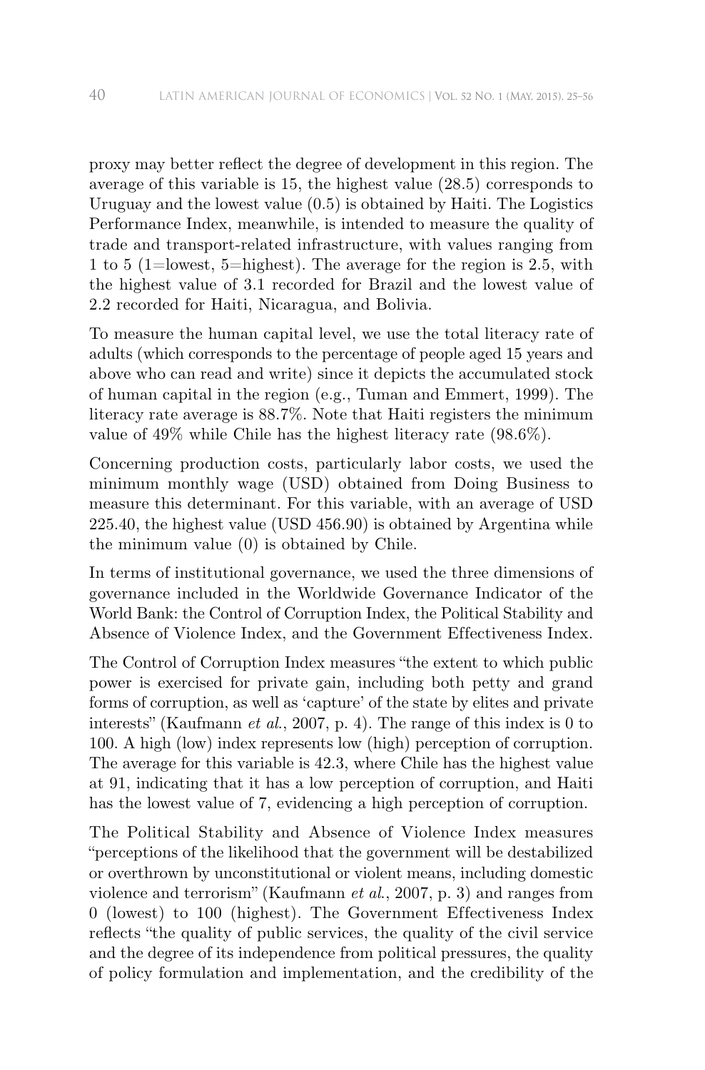proxy may better reflect the degree of development in this region. The average of this variable is 15, the highest value (28.5) corresponds to Uruguay and the lowest value (0.5) is obtained by Haiti. The Logistics Performance Index, meanwhile, is intended to measure the quality of trade and transport-related infrastructure, with values ranging from 1 to 5 (1=lowest, 5=highest). The average for the region is 2.5, with the highest value of 3.1 recorded for Brazil and the lowest value of 2.2 recorded for Haiti, Nicaragua, and Bolivia.

To measure the human capital level, we use the total literacy rate of adults (which corresponds to the percentage of people aged 15 years and above who can read and write) since it depicts the accumulated stock of human capital in the region (e.g., Tuman and Emmert, 1999). The literacy rate average is 88.7%. Note that Haiti registers the minimum value of 49% while Chile has the highest literacy rate (98.6%).

Concerning production costs, particularly labor costs, we used the minimum monthly wage (USD) obtained from Doing Business to measure this determinant. For this variable, with an average of USD 225.40, the highest value (USD 456.90) is obtained by Argentina while the minimum value (0) is obtained by Chile.

In terms of institutional governance, we used the three dimensions of governance included in the Worldwide Governance Indicator of the World Bank: the Control of Corruption Index, the Political Stability and Absence of Violence Index, and the Government Effectiveness Index.

The Control of Corruption Index measures "the extent to which public power is exercised for private gain, including both petty and grand forms of corruption, as well as 'capture' of the state by elites and private interests" (Kaufmann *et al.*, 2007, p. 4). The range of this index is 0 to 100. A high (low) index represents low (high) perception of corruption. The average for this variable is 42.3, where Chile has the highest value at 91, indicating that it has a low perception of corruption, and Haiti has the lowest value of 7, evidencing a high perception of corruption.

The Political Stability and Absence of Violence Index measures "perceptions of the likelihood that the government will be destabilized or overthrown by unconstitutional or violent means, including domestic violence and terrorism" (Kaufmann *et al.*, 2007, p. 3) and ranges from 0 (lowest) to 100 (highest). The Government Effectiveness Index reflects "the quality of public services, the quality of the civil service and the degree of its independence from political pressures, the quality of policy formulation and implementation, and the credibility of the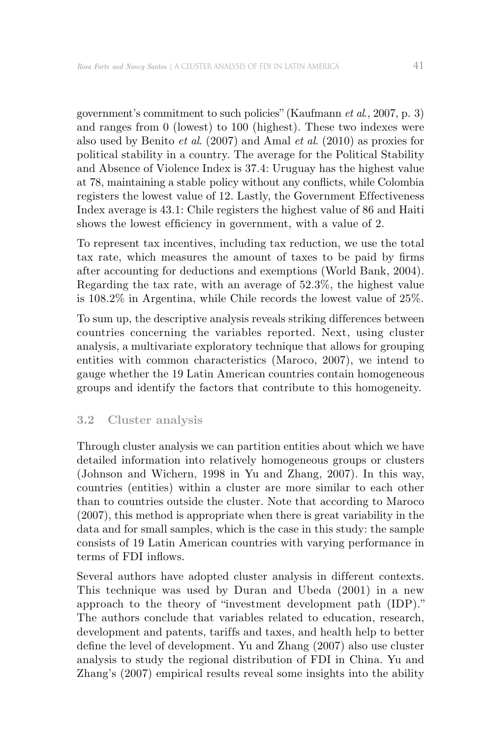government's commitment to such policies" (Kaufmann *et al.*, 2007, p. 3) and ranges from 0 (lowest) to 100 (highest). These two indexes were also used by Benito *et al.* (2007) and Amal *et al.* (2010) as proxies for political stability in a country. The average for the Political Stability and Absence of Violence Index is 37.4: Uruguay has the highest value at 78, maintaining a stable policy without any conflicts, while Colombia registers the lowest value of 12. Lastly, the Government Effectiveness Index average is 43.1: Chile registers the highest value of 86 and Haiti shows the lowest efficiency in government, with a value of 2.

To represent tax incentives, including tax reduction, we use the total tax rate, which measures the amount of taxes to be paid by firms after accounting for deductions and exemptions (World Bank, 2004). Regarding the tax rate, with an average of 52.3%, the highest value is 108.2% in Argentina, while Chile records the lowest value of 25%.

To sum up, the descriptive analysis reveals striking differences between countries concerning the variables reported. Next, using cluster analysis, a multivariate exploratory technique that allows for grouping entities with common characteristics (Maroco, 2007), we intend to gauge whether the 19 Latin American countries contain homogeneous groups and identify the factors that contribute to this homogeneity.

### 3.2 Cluster analysis

Through cluster analysis we can partition entities about which we have detailed information into relatively homogeneous groups or clusters (Johnson and Wichern, 1998 in Yu and Zhang, 2007). In this way, countries (entities) within a cluster are more similar to each other than to countries outside the cluster. Note that according to Maroco (2007), this method is appropriate when there is great variability in the data and for small samples, which is the case in this study: the sample consists of 19 Latin American countries with varying performance in terms of FDI inflows.

Several authors have adopted cluster analysis in different contexts. This technique was used by Duran and Ubeda (2001) in a new approach to the theory of "investment development path (IDP)." The authors conclude that variables related to education, research, development and patents, tariffs and taxes, and health help to better define the level of development. Yu and Zhang (2007) also use cluster analysis to study the regional distribution of FDI in China. Yu and Zhang's (2007) empirical results reveal some insights into the ability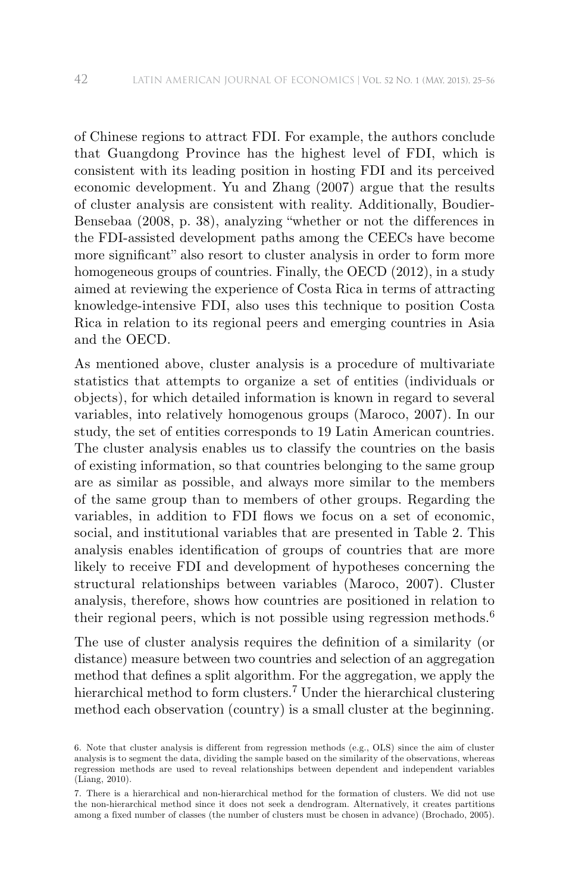of Chinese regions to attract FDI. For example, the authors conclude that Guangdong Province has the highest level of FDI, which is consistent with its leading position in hosting FDI and its perceived economic development. Yu and Zhang (2007) argue that the results of cluster analysis are consistent with reality. Additionally, Boudier-Bensebaa (2008, p. 38), analyzing "whether or not the differences in the FDI-assisted development paths among the CEECs have become more significant" also resort to cluster analysis in order to form more homogeneous groups of countries. Finally, the OECD (2012), in a study aimed at reviewing the experience of Costa Rica in terms of attracting knowledge-intensive FDI, also uses this technique to position Costa Rica in relation to its regional peers and emerging countries in Asia and the OECD.

As mentioned above, cluster analysis is a procedure of multivariate statistics that attempts to organize a set of entities (individuals or objects), for which detailed information is known in regard to several variables, into relatively homogenous groups (Maroco, 2007). In our study, the set of entities corresponds to 19 Latin American countries. The cluster analysis enables us to classify the countries on the basis of existing information, so that countries belonging to the same group are as similar as possible, and always more similar to the members of the same group than to members of other groups. Regarding the variables, in addition to FDI flows we focus on a set of economic, social, and institutional variables that are presented in Table 2. This analysis enables identification of groups of countries that are more likely to receive FDI and development of hypotheses concerning the structural relationships between variables (Maroco, 2007). Cluster analysis, therefore, shows how countries are positioned in relation to their regional peers, which is not possible using regression methods.[6]

The use of cluster analysis requires the definition of a similarity (or distance) measure between two countries and selection of an aggregation method that defines a split algorithm. For the aggregation, we apply the hierarchical method to form clusters.[7] Under the hierarchical clustering method each observation (country) is a small cluster at the beginning.

6. Note that cluster analysis is different from regression methods (e.g., OLS) since the aim of cluster analysis is to segment the data, dividing the sample based on the similarity of the observations, whereas regression methods are used to reveal relationships between dependent and independent variables (Liang, 2010).

7. There is a hierarchical and non-hierarchical method for the formation of clusters. We did not use the non-hierarchical method since it does not seek a dendrogram. Alternatively, it creates partitions among a fixed number of classes (the number of clusters must be chosen in advance) (Brochado, 2005).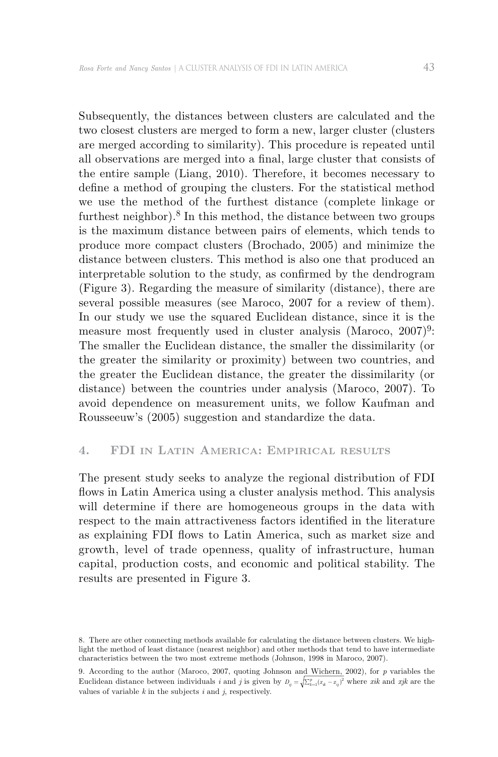Subsequently, the distances between clusters are calculated and the two closest clusters are merged to form a new, larger cluster (clusters are merged according to similarity). This procedure is repeated until all observations are merged into a final, large cluster that consists of the entire sample (Liang, 2010). Therefore, it becomes necessary to define a method of grouping the clusters. For the statistical method we use the method of the furthest distance (complete linkage or furthest neighbor).[8] In this method, the distance between two groups is the maximum distance between pairs of elements, which tends to produce more compact clusters (Brochado, 2005) and minimize the distance between clusters. This method is also one that produced an interpretable solution to the study, as confirmed by the dendrogram (Figure 3). Regarding the measure of similarity (distance), there are several possible measures (see Maroco, 2007 for a review of them). In our study we use the squared Euclidean distance, since it is the measure most frequently used in cluster analysis (Maroco, 2007)[9]: The smaller the Euclidean distance, the smaller the dissimilarity (or the greater the similarity or proximity) between two countries, and the greater the Euclidean distance, the greater the dissimilarity (or distance) between the countries under analysis (Maroco, 2007). To avoid dependence on measurement units, we follow Kaufman and Rousseeuw's (2005) suggestion and standardize the data.

## 4. FDI in Latin America: Empirical results

The present study seeks to analyze the regional distribution of FDI flows in Latin America using a cluster analysis method. This analysis will determine if there are homogeneous groups in the data with respect to the main attractiveness factors identified in the literature as explaining FDI flows to Latin America, such as market size and growth, level of trade openness, quality of infrastructure, human capital, production costs, and economic and political stability. The results are presented in Figure 3.

8. There are other connecting methods available for calculating the distance between clusters. We highlight the method of least distance (nearest neighbor) and other methods that tend to have intermediate characteristics between the two most extreme methods (Johnson, 1998 in Maroco, 2007).

9. According to the author (Maroco, 2007, quoting Johnson and Wichern, 2002), for $p$ variables the Euclidean distance between individuals $i$ and $j$ is given by $D_{ij} = \sqrt{\sum_{k=1}^{p}(x_{ik} - x_{ij})^2}$ where $xik$ and $xjk$ are the values of variable $k$ in the subjects $i$ and $j$, respectively.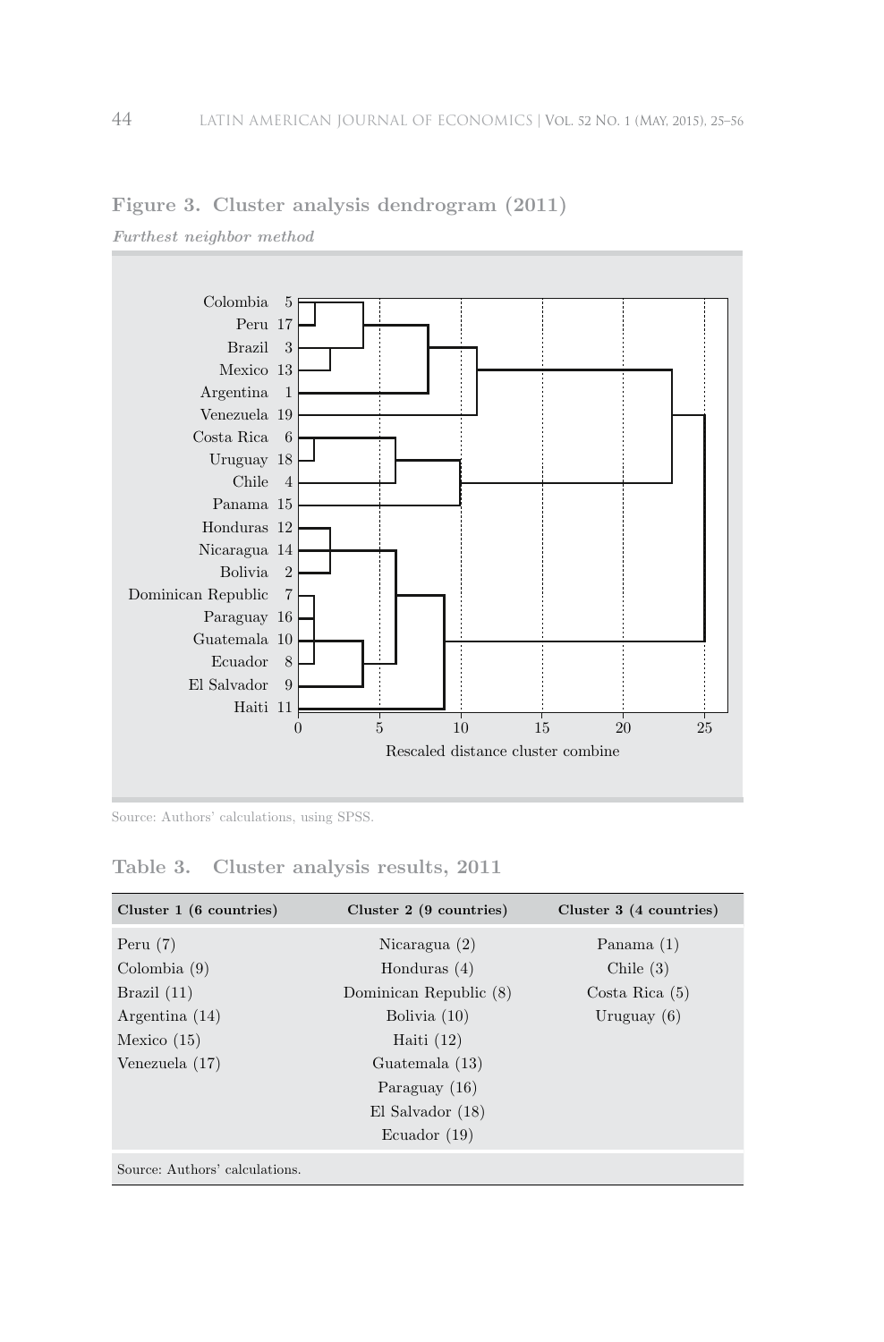**Figure 3. Cluster analysis dendrogram (2011)**

*Furthest neighbor method*

Source: Authors' calculations, using SPSS.

**Table 3. Cluster analysis results, 2011**

| Cluster 1 (6 countries) | Cluster 2 (9 countries) | Cluster 3 (4 countries) |
|---|---|---|
| Peru (7) | Nicaragua (2) | Panama (1) |
| Colombia (9) | Honduras (4) | Chile (3) |
| Brazil (11) | Dominican Republic (8) | Costa Rica (5) |
| Argentina (14) | Bolivia (10) | Uruguay (6) |
| Mexico (15) | Haiti (12) | |
| Venezuela (17) | Guatemala (13) | |
| | Paraguay (16) | |
| | El Salvador (18) | |
| | Ecuador (19) | |

Source: Authors' calculations.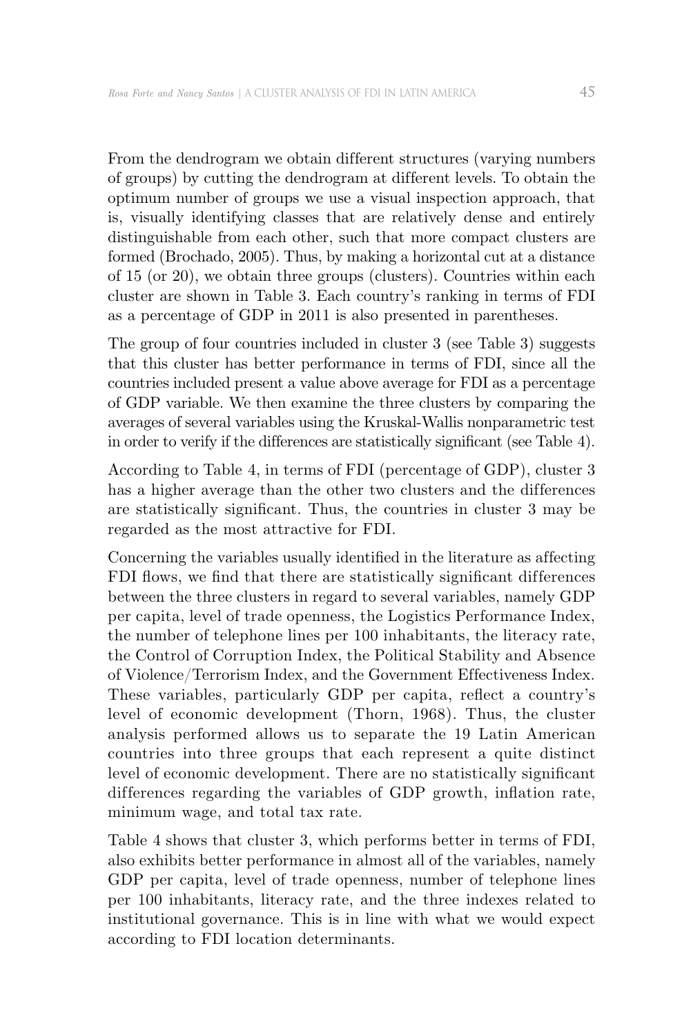From the dendrogram we obtain different structures (varying numbers of groups) by cutting the dendrogram at different levels. To obtain the optimum number of groups we use a visual inspection approach, that is, visually identifying classes that are relatively dense and entirely distinguishable from each other, such that more compact clusters are formed (Brochado, 2005). Thus, by making a horizontal cut at a distance of 15 (or 20), we obtain three groups (clusters). Countries within each cluster are shown in Table 3. Each country's ranking in terms of FDI as a percentage of GDP in 2011 is also presented in parentheses.

The group of four countries included in cluster 3 (see Table 3) suggests that this cluster has better performance in terms of FDI, since all the countries included present a value above average for FDI as a percentage of GDP variable. We then examine the three clusters by comparing the averages of several variables using the Kruskal-Wallis nonparametric test in order to verify if the differences are statistically significant (see Table 4).

According to Table 4, in terms of FDI (percentage of GDP), cluster 3 has a higher average than the other two clusters and the differences are statistically significant. Thus, the countries in cluster 3 may be regarded as the most attractive for FDI.

Concerning the variables usually identified in the literature as affecting FDI flows, we find that there are statistically significant differences between the three clusters in regard to several variables, namely GDP per capita, level of trade openness, the Logistics Performance Index, the number of telephone lines per 100 inhabitants, the literacy rate, the Control of Corruption Index, the Political Stability and Absence of Violence/Terrorism Index, and the Government Effectiveness Index. These variables, particularly GDP per capita, reflect a country's level of economic development (Thorn, 1968). Thus, the cluster analysis performed allows us to separate the 19 Latin American countries into three groups that each represent a quite distinct level of economic development. There are no statistically significant differences regarding the variables of GDP growth, inflation rate, minimum wage, and total tax rate.

Table 4 shows that cluster 3, which performs better in terms of FDI, also exhibits better performance in almost all of the variables, namely GDP per capita, level of trade openness, number of telephone lines per 100 inhabitants, literacy rate, and the three indexes related to institutional governance. This is in line with what we would expect according to FDI location determinants.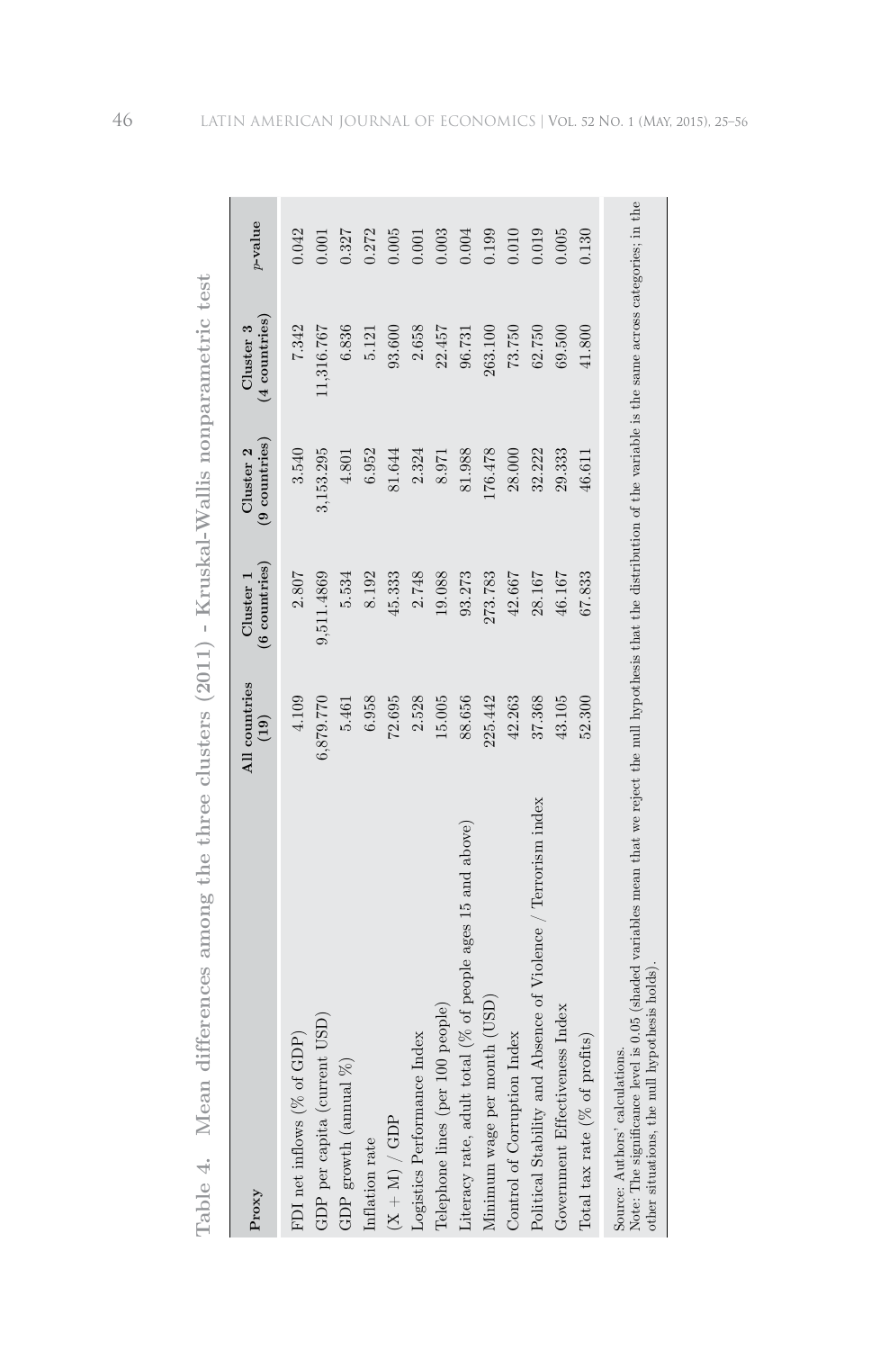**Table 4. Mean differences among the three clusters (2011) - Kruskal-Wallis nonparametric test**

| Proxy | All countries (19) | Cluster 1 (6 countries) | Cluster 2 (9 countries) | Cluster 3 (4 countries) | *p*-value |
|---|---|---|---|---|---|
| FDI net inflows (% of GDP) | 4.109 | 2.807 | 3.540 | 7.342 | 0.042 |
| GDP per capita (current USD) | 6,879.770 | 9,511.4869 | 3,153.295 | 11,316.767 | 0.001 |
| GDP growth (annual %) | 5.461 | 5.534 | 4.801 | 6.836 | 0.327 |
| Inflation rate | 6.958 | 8.192 | 6.952 | 5.121 | 0.272 |
| (X + M) / GDP | 72.695 | 45.333 | 81.644 | 93.600 | 0.005 |
| Logistics Performance Index | 2.528 | 2.748 | 2.324 | 2.658 | 0.001 |
| Telephone lines (per 100 people) | 15.005 | 19.088 | 8.971 | 22.457 | 0.003 |
| Literacy rate, adult total (% of people ages 15 and above) | 88.656 | 93.273 | 81.988 | 96.731 | 0.004 |
| Minimum wage per month (USD) | 225.442 | 273.783 | 176.478 | 263.100 | 0.199 |
| Control of Corruption Index | 42.263 | 42.667 | 28.000 | 73.750 | 0.010 |
| Political Stability and Absence of Violence / Terrorism index | 37.368 | 28.167 | 32.222 | 62.750 | 0.019 |
| Government Effectiveness Index | 43.105 | 46.167 | 29.333 | 69.500 | 0.005 |
| Total tax rate (% of profits) | 52.300 | 67.833 | 46.611 | 41.800 | 0.130 |

Source: Authors' calculations.
Note: The significance level is 0.05 (shaded variables mean that we reject the null hypothesis that the distribution of the variable is the same across categories; in the other situations, the null hypothesis holds).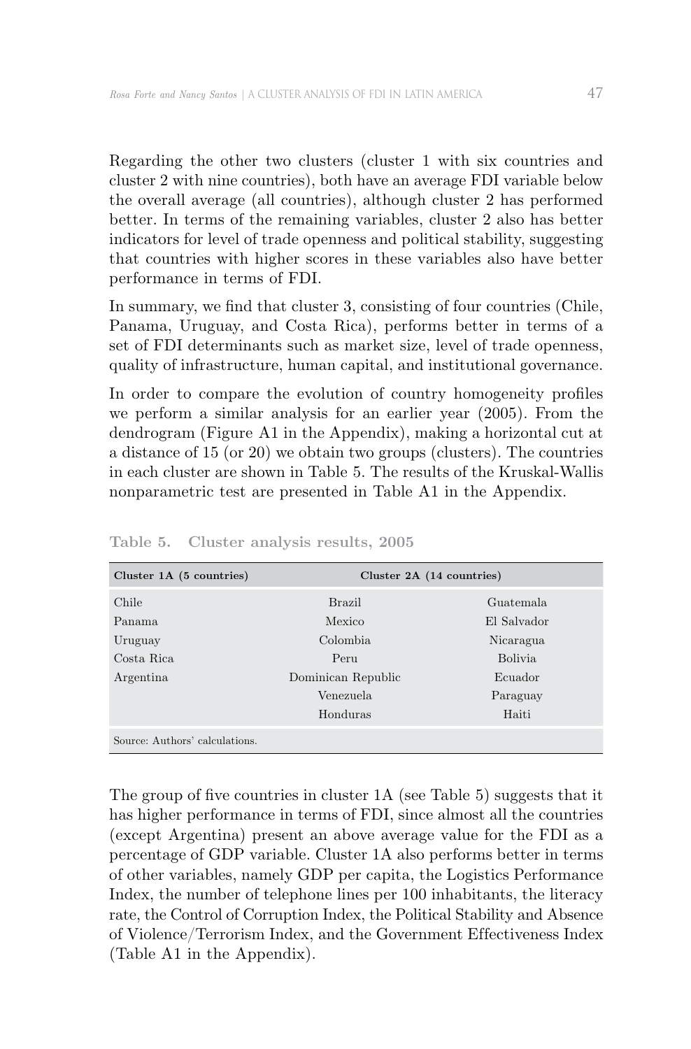Regarding the other two clusters (cluster 1 with six countries and cluster 2 with nine countries), both have an average FDI variable below the overall average (all countries), although cluster 2 has performed better. In terms of the remaining variables, cluster 2 also has better indicators for level of trade openness and political stability, suggesting that countries with higher scores in these variables also have better performance in terms of FDI.

In summary, we find that cluster 3, consisting of four countries (Chile, Panama, Uruguay, and Costa Rica), performs better in terms of a set of FDI determinants such as market size, level of trade openness, quality of infrastructure, human capital, and institutional governance.

In order to compare the evolution of country homogeneity profiles we perform a similar analysis for an earlier year (2005). From the dendrogram (Figure A1 in the Appendix), making a horizontal cut at a distance of 15 (or 20) we obtain two groups (clusters). The countries in each cluster are shown in Table 5. The results of the Kruskal-Wallis nonparametric test are presented in Table A1 in the Appendix.

**Table 5. Cluster analysis results, 2005**

| Cluster 1A (5 countries) | Cluster 2A (14 countries) | |
|---|---|---|
| Chile | Brazil | Guatemala |
| Panama | Mexico | El Salvador |
| Uruguay | Colombia | Nicaragua |
| Costa Rica | Peru | Bolivia |
| Argentina | Dominican Republic | Ecuador |
| | Venezuela | Paraguay |
| | Honduras | Haiti |

Source: Authors' calculations.

The group of five countries in cluster 1A (see Table 5) suggests that it has higher performance in terms of FDI, since almost all the countries (except Argentina) present an above average value for the FDI as a percentage of GDP variable. Cluster 1A also performs better in terms of other variables, namely GDP per capita, the Logistics Performance Index, the number of telephone lines per 100 inhabitants, the literacy rate, the Control of Corruption Index, the Political Stability and Absence of Violence/Terrorism Index, and the Government Effectiveness Index (Table A1 in the Appendix).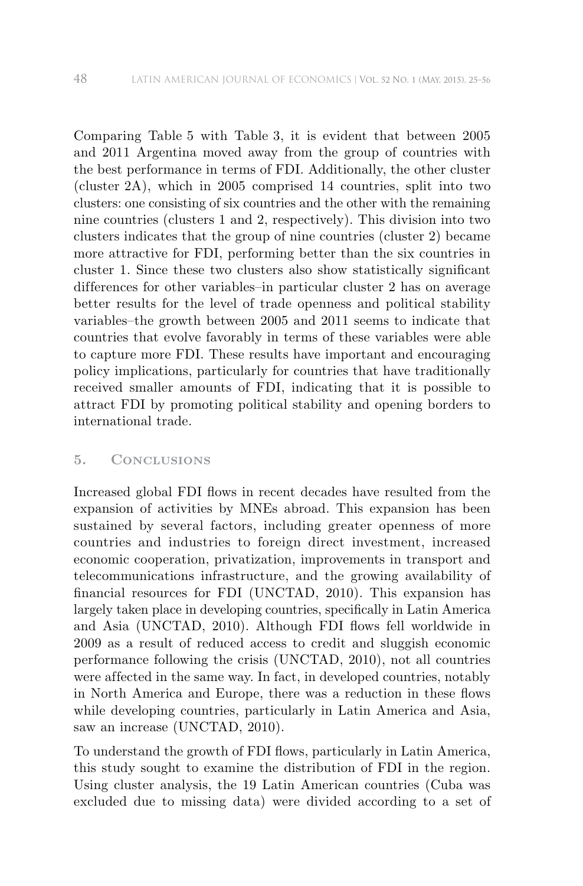Comparing Table 5 with Table 3, it is evident that between 2005 and 2011 Argentina moved away from the group of countries with the best performance in terms of FDI. Additionally, the other cluster (cluster 2A), which in 2005 comprised 14 countries, split into two clusters: one consisting of six countries and the other with the remaining nine countries (clusters 1 and 2, respectively). This division into two clusters indicates that the group of nine countries (cluster 2) became more attractive for FDI, performing better than the six countries in cluster 1. Since these two clusters also show statistically significant differences for other variables–in particular cluster 2 has on average better results for the level of trade openness and political stability variables–the growth between 2005 and 2011 seems to indicate that countries that evolve favorably in terms of these variables were able to capture more FDI. These results have important and encouraging policy implications, particularly for countries that have traditionally received smaller amounts of FDI, indicating that it is possible to attract FDI by promoting political stability and opening borders to international trade.

## 5. Conclusions

Increased global FDI flows in recent decades have resulted from the expansion of activities by MNEs abroad. This expansion has been sustained by several factors, including greater openness of more countries and industries to foreign direct investment, increased economic cooperation, privatization, improvements in transport and telecommunications infrastructure, and the growing availability of financial resources for FDI (UNCTAD, 2010). This expansion has largely taken place in developing countries, specifically in Latin America and Asia (UNCTAD, 2010). Although FDI flows fell worldwide in 2009 as a result of reduced access to credit and sluggish economic performance following the crisis (UNCTAD, 2010), not all countries were affected in the same way. In fact, in developed countries, notably in North America and Europe, there was a reduction in these flows while developing countries, particularly in Latin America and Asia, saw an increase (UNCTAD, 2010).

To understand the growth of FDI flows, particularly in Latin America, this study sought to examine the distribution of FDI in the region. Using cluster analysis, the 19 Latin American countries (Cuba was excluded due to missing data) were divided according to a set of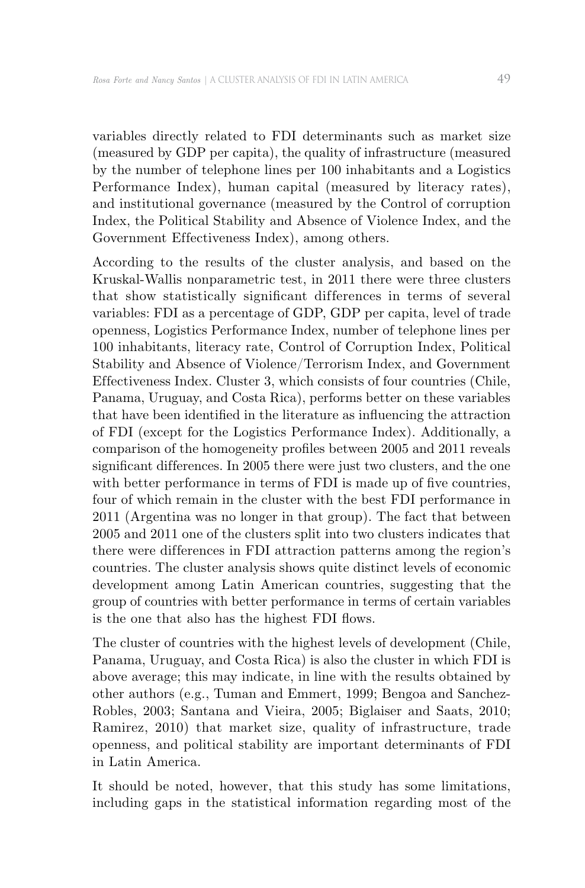variables directly related to FDI determinants such as market size (measured by GDP per capita), the quality of infrastructure (measured by the number of telephone lines per 100 inhabitants and a Logistics Performance Index), human capital (measured by literacy rates), and institutional governance (measured by the Control of corruption Index, the Political Stability and Absence of Violence Index, and the Government Effectiveness Index), among others.

According to the results of the cluster analysis, and based on the Kruskal-Wallis nonparametric test, in 2011 there were three clusters that show statistically significant differences in terms of several variables: FDI as a percentage of GDP, GDP per capita, level of trade openness, Logistics Performance Index, number of telephone lines per 100 inhabitants, literacy rate, Control of Corruption Index, Political Stability and Absence of Violence/Terrorism Index, and Government Effectiveness Index. Cluster 3, which consists of four countries (Chile, Panama, Uruguay, and Costa Rica), performs better on these variables that have been identified in the literature as influencing the attraction of FDI (except for the Logistics Performance Index). Additionally, a comparison of the homogeneity profiles between 2005 and 2011 reveals significant differences. In 2005 there were just two clusters, and the one with better performance in terms of FDI is made up of five countries, four of which remain in the cluster with the best FDI performance in 2011 (Argentina was no longer in that group). The fact that between 2005 and 2011 one of the clusters split into two clusters indicates that there were differences in FDI attraction patterns among the region's countries. The cluster analysis shows quite distinct levels of economic development among Latin American countries, suggesting that the group of countries with better performance in terms of certain variables is the one that also has the highest FDI flows.

The cluster of countries with the highest levels of development (Chile, Panama, Uruguay, and Costa Rica) is also the cluster in which FDI is above average; this may indicate, in line with the results obtained by other authors (e.g., Tuman and Emmert, 1999; Bengoa and Sanchez-Robles, 2003; Santana and Vieira, 2005; Biglaiser and Saats, 2010; Ramirez, 2010) that market size, quality of infrastructure, trade openness, and political stability are important determinants of FDI in Latin America.

It should be noted, however, that this study has some limitations, including gaps in the statistical information regarding most of the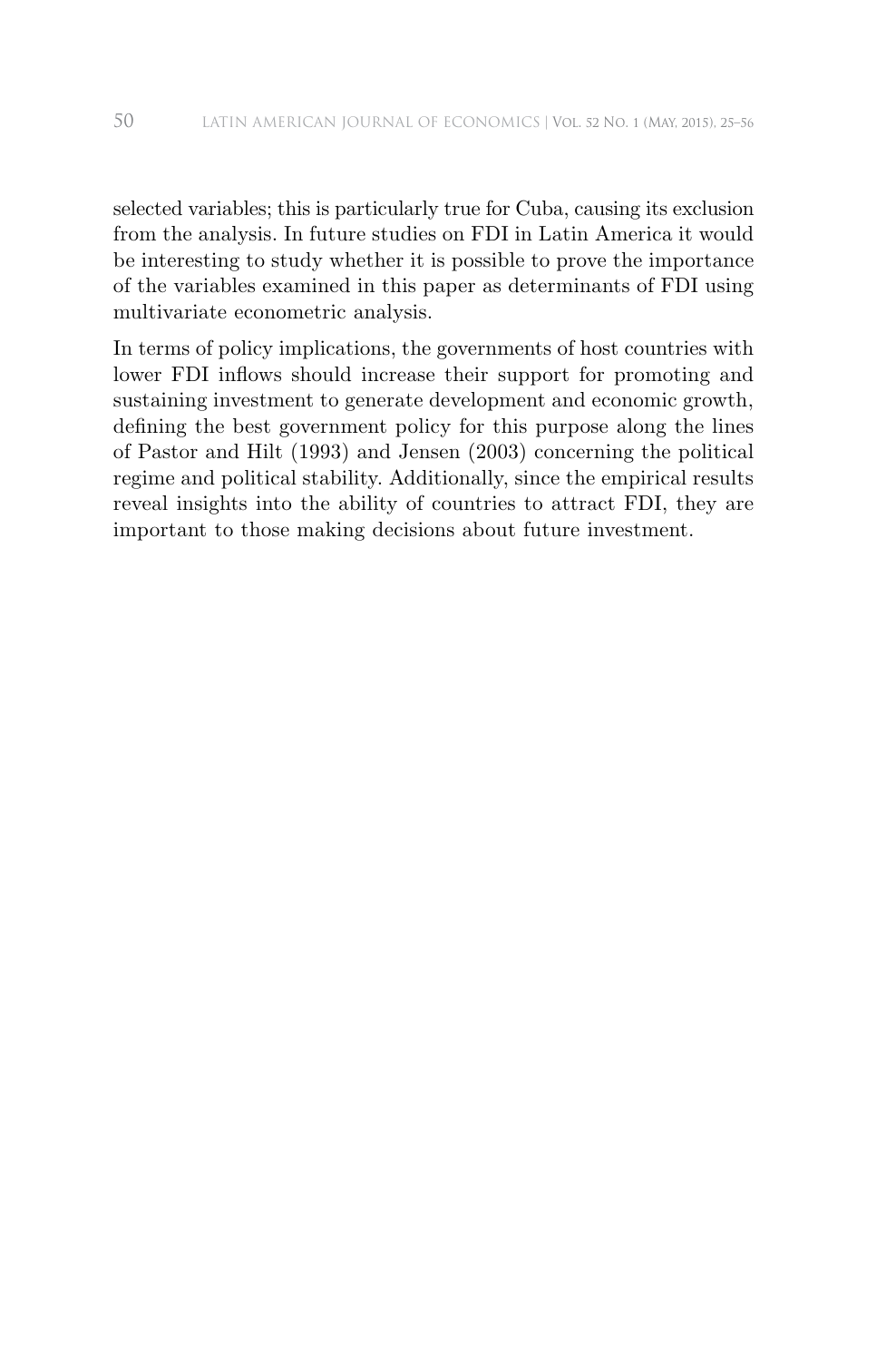selected variables; this is particularly true for Cuba, causing its exclusion from the analysis. In future studies on FDI in Latin America it would be interesting to study whether it is possible to prove the importance of the variables examined in this paper as determinants of FDI using multivariate econometric analysis.

In terms of policy implications, the governments of host countries with lower FDI inflows should increase their support for promoting and sustaining investment to generate development and economic growth, defining the best government policy for this purpose along the lines of Pastor and Hilt (1993) and Jensen (2003) concerning the political regime and political stability. Additionally, since the empirical results reveal insights into the ability of countries to attract FDI, they are important to those making decisions about future investment.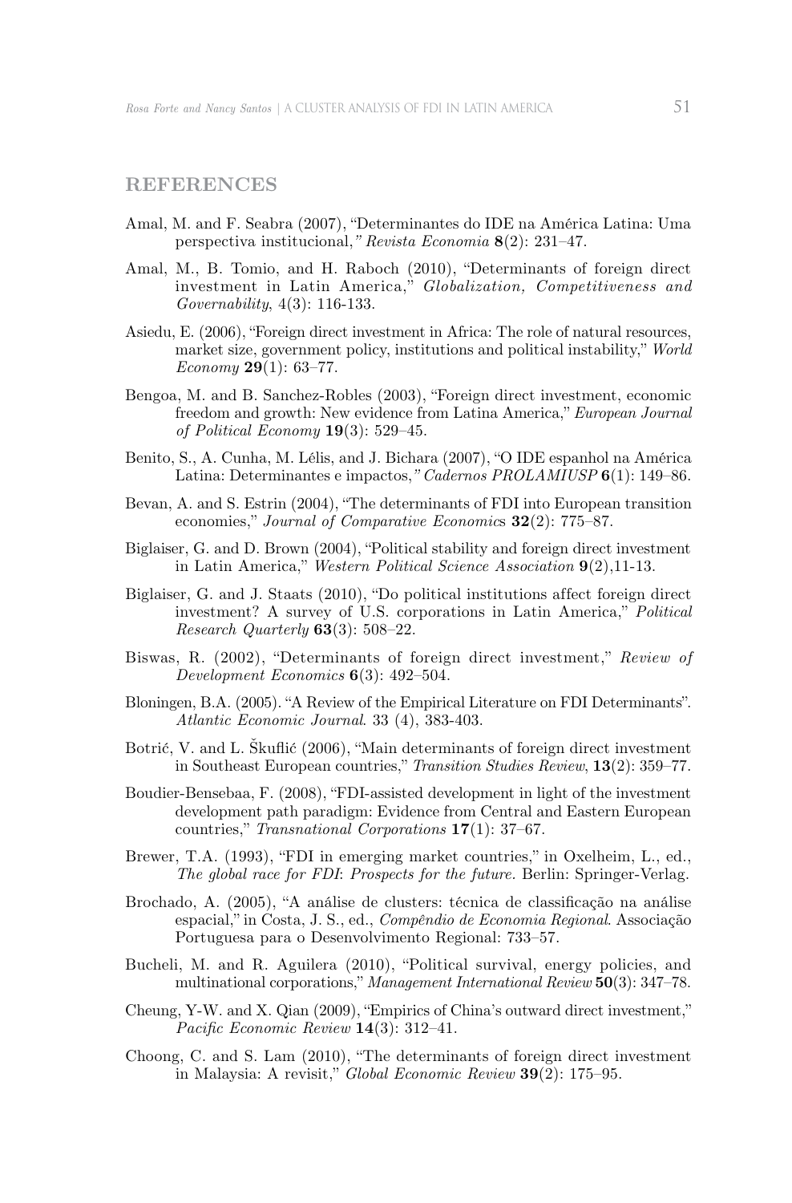## REFERENCES

Amal, M. and F. Seabra (2007), "Determinantes do IDE na América Latina: Uma perspectiva institucional," *Revista Economia* **8**(2): 231–47.

Amal, M., B. Tomio, and H. Raboch (2010), "Determinants of foreign direct investment in Latin America," *Globalization, Competitiveness and Governability*, 4(3): 116-133.

Asiedu, E. (2006), "Foreign direct investment in Africa: The role of natural resources, market size, government policy, institutions and political instability," *World Economy* **29**(1): 63–77.

Bengoa, M. and B. Sanchez-Robles (2003), "Foreign direct investment, economic freedom and growth: New evidence from Latina America," *European Journal of Political Economy* **19**(3): 529–45.

Benito, S., A. Cunha, M. Lélis, and J. Bichara (2007), "O IDE espanhol na América Latina: Determinantes e impactos," *Cadernos PROLAMIUSP* **6**(1): 149–86.

Bevan, A. and S. Estrin (2004), "The determinants of FDI into European transition economies," *Journal of Comparative Economics* **32**(2): 775–87.

Biglaiser, G. and D. Brown (2004), "Political stability and foreign direct investment in Latin America," *Western Political Science Association* **9**(2),11-13.

Biglaiser, G. and J. Staats (2010), "Do political institutions affect foreign direct investment? A survey of U.S. corporations in Latin America," *Political Research Quarterly* **63**(3): 508–22.

Biswas, R. (2002), "Determinants of foreign direct investment," *Review of Development Economics* **6**(3): 492–504.

Bloningen, B.A. (2005). "A Review of the Empirical Literature on FDI Determinants". *Atlantic Economic Journal*. 33 (4), 383-403.

Botrić, V. and L. Škuflić (2006), "Main determinants of foreign direct investment in Southeast European countries," *Transition Studies Review*, **13**(2): 359–77.

Boudier-Bensebaa, F. (2008), "FDI-assisted development in light of the investment development path paradigm: Evidence from Central and Eastern European countries," *Transnational Corporations* **17**(1): 37–67.

Brewer, T.A. (1993), "FDI in emerging market countries," in Oxelheim, L., ed., *The global race for FDI: Prospects for the future.* Berlin: Springer-Verlag.

Brochado, A. (2005), "A análise de clusters: técnica de classificação na análise espacial," in Costa, J. S., ed., *Compêndio de Economia Regional*. Associação Portuguesa para o Desenvolvimento Regional: 733–57.

Bucheli, M. and R. Aguilera (2010), "Political survival, energy policies, and multinational corporations," *Management International Review* **50**(3): 347–78.

Cheung, Y-W. and X. Qian (2009), "Empirics of China's outward direct investment," *Pacific Economic Review* **14**(3): 312–41.

Choong, C. and S. Lam (2010), "The determinants of foreign direct investment in Malaysia: A revisit," *Global Economic Review* **39**(2): 175–95.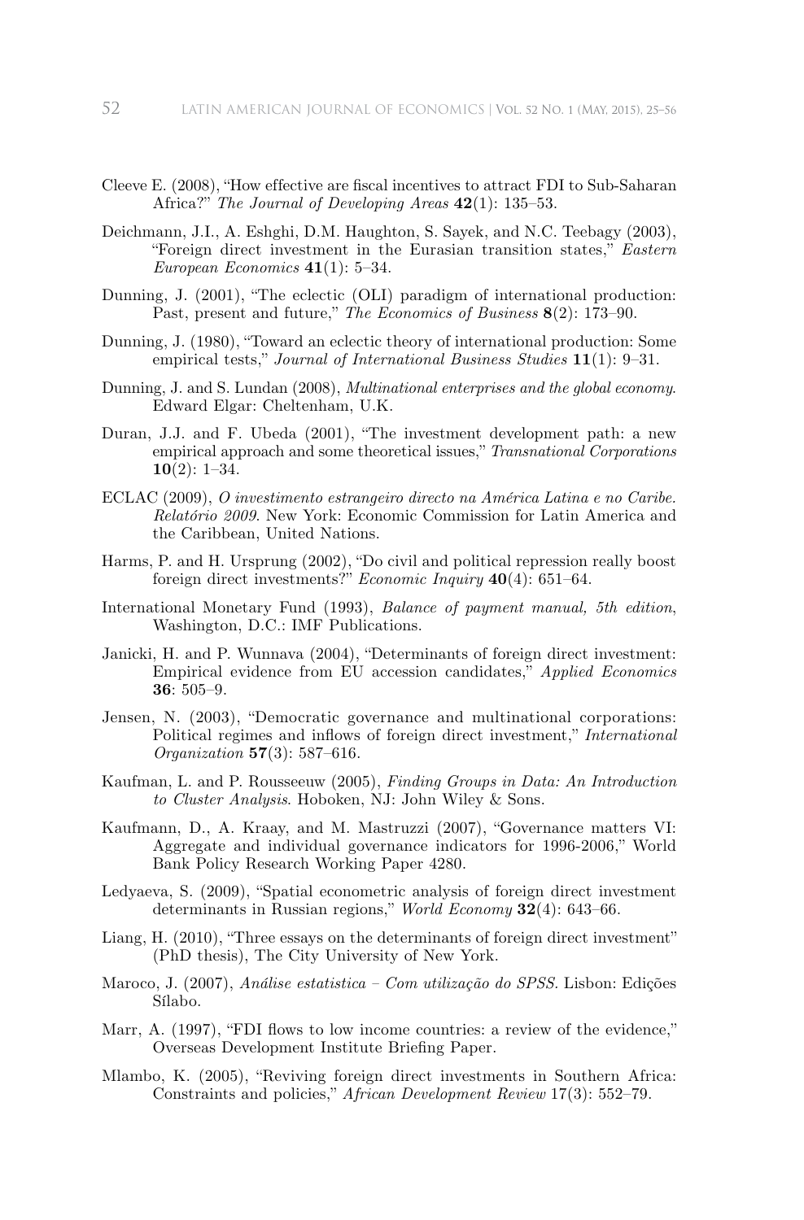Cleeve E. (2008), "How effective are fiscal incentives to attract FDI to Sub-Saharan Africa?" *The Journal of Developing Areas* **42**(1): 135–53.

Deichmann, J.I., A. Eshghi, D.M. Haughton, S. Sayek, and N.C. Teebagy (2003), "Foreign direct investment in the Eurasian transition states," *Eastern European Economics* **41**(1): 5–34.

Dunning, J. (2001), "The eclectic (OLI) paradigm of international production: Past, present and future," *The Economics of Business* **8**(2): 173–90.

Dunning, J. (1980), "Toward an eclectic theory of international production: Some empirical tests," *Journal of International Business Studies* **11**(1): 9–31.

Dunning, J. and S. Lundan (2008), *Multinational enterprises and the global economy*. Edward Elgar: Cheltenham, U.K.

Duran, J.J. and F. Ubeda (2001), "The investment development path: a new empirical approach and some theoretical issues," *Transnational Corporations* **10**(2): 1–34.

ECLAC (2009), *O investimento estrangeiro directo na América Latina e no Caribe. Relatório 2009*. New York: Economic Commission for Latin America and the Caribbean, United Nations.

Harms, P. and H. Ursprung (2002), "Do civil and political repression really boost foreign direct investments?" *Economic Inquiry* **40**(4): 651–64.

International Monetary Fund (1993), *Balance of payment manual, 5th edition*, Washington, D.C.: IMF Publications.

Janicki, H. and P. Wunnava (2004), "Determinants of foreign direct investment: Empirical evidence from EU accession candidates," *Applied Economics* **36**: 505–9.

Jensen, N. (2003), "Democratic governance and multinational corporations: Political regimes and inflows of foreign direct investment," *International Organization* **57**(3): 587–616.

Kaufman, L. and P. Rousseeuw (2005), *Finding Groups in Data: An Introduction to Cluster Analysis*. Hoboken, NJ: John Wiley & Sons.

Kaufmann, D., A. Kraay, and M. Mastruzzi (2007), "Governance matters VI: Aggregate and individual governance indicators for 1996-2006," World Bank Policy Research Working Paper 4280.

Ledyaeva, S. (2009), "Spatial econometric analysis of foreign direct investment determinants in Russian regions," *World Economy* **32**(4): 643–66.

Liang, H. (2010), "Three essays on the determinants of foreign direct investment" (PhD thesis), The City University of New York.

Maroco, J. (2007), *Análise estatistica – Com utilização do SPSS*. Lisbon: Edições Sílabo.

Marr, A. (1997), "FDI flows to low income countries: a review of the evidence," Overseas Development Institute Briefing Paper.

Mlambo, K. (2005), "Reviving foreign direct investments in Southern Africa: Constraints and policies," *African Development Review* 17(3): 552–79.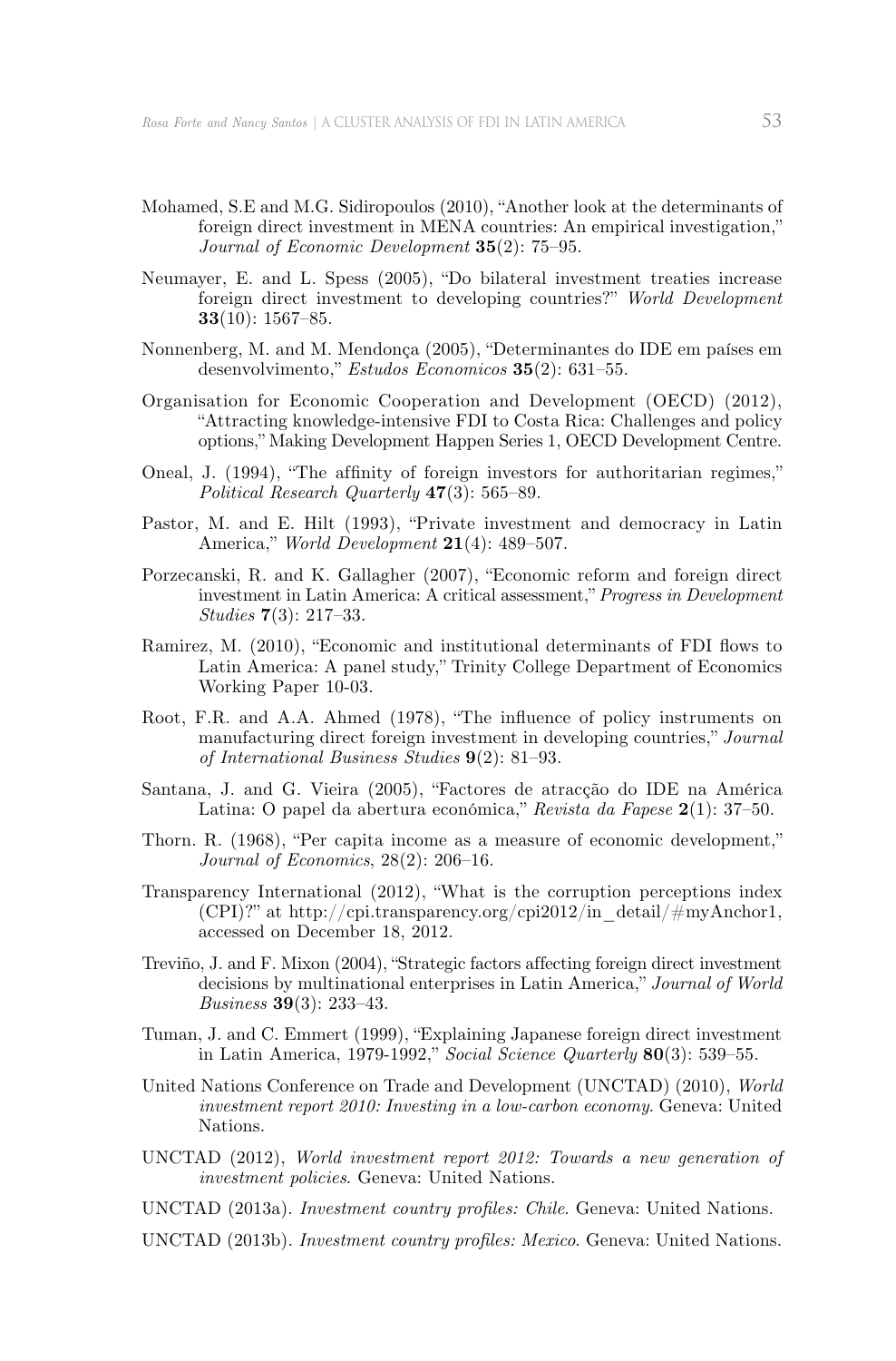Mohamed, S.E and M.G. Sidiropoulos (2010), "Another look at the determinants of foreign direct investment in MENA countries: An empirical investigation," *Journal of Economic Development* **35**(2): 75–95.

Neumayer, E. and L. Spess (2005), "Do bilateral investment treaties increase foreign direct investment to developing countries?" *World Development* **33**(10): 1567–85.

Nonnenberg, M. and M. Mendonça (2005), "Determinantes do IDE em países em desenvolvimento," *Estudos Economicos* **35**(2): 631–55.

Organisation for Economic Cooperation and Development (OECD) (2012), "Attracting knowledge-intensive FDI to Costa Rica: Challenges and policy options," Making Development Happen Series 1, OECD Development Centre.

Oneal, J. (1994), "The affinity of foreign investors for authoritarian regimes," *Political Research Quarterly* **47**(3): 565–89.

Pastor, M. and E. Hilt (1993), "Private investment and democracy in Latin America," *World Development* **21**(4): 489–507.

Porzecanski, R. and K. Gallagher (2007), "Economic reform and foreign direct investment in Latin America: A critical assessment," *Progress in Development Studies* **7**(3): 217–33.

Ramirez, M. (2010), "Economic and institutional determinants of FDI flows to Latin America: A panel study," Trinity College Department of Economics Working Paper 10-03.

Root, F.R. and A.A. Ahmed (1978), "The influence of policy instruments on manufacturing direct foreign investment in developing countries," *Journal of International Business Studies* **9**(2): 81–93.

Santana, J. and G. Vieira (2005), "Factores de atracção do IDE na América Latina: O papel da abertura económica," *Revista da Fapese* **2**(1): 37–50.

Thorn. R. (1968), "Per capita income as a measure of economic development," *Journal of Economics*, 28(2): 206–16.

Transparency International (2012), "What is the corruption perceptions index (CPI)?" at http://cpi.transparency.org/cpi2012/in_detail/#myAnchor1, accessed on December 18, 2012.

Treviño, J. and F. Mixon (2004), "Strategic factors affecting foreign direct investment decisions by multinational enterprises in Latin America," *Journal of World Business* **39**(3): 233–43.

Tuman, J. and C. Emmert (1999), "Explaining Japanese foreign direct investment in Latin America, 1979-1992," *Social Science Quarterly* **80**(3): 539–55.

United Nations Conference on Trade and Development (UNCTAD) (2010), *World investment report 2010: Investing in a low-carbon economy*. Geneva: United Nations.

UNCTAD (2012), *World investment report 2012: Towards a new generation of investment policies*. Geneva: United Nations.

UNCTAD (2013a). *Investment country profiles: Chile*. Geneva: United Nations.

UNCTAD (2013b). *Investment country profiles: Mexico*. Geneva: United Nations.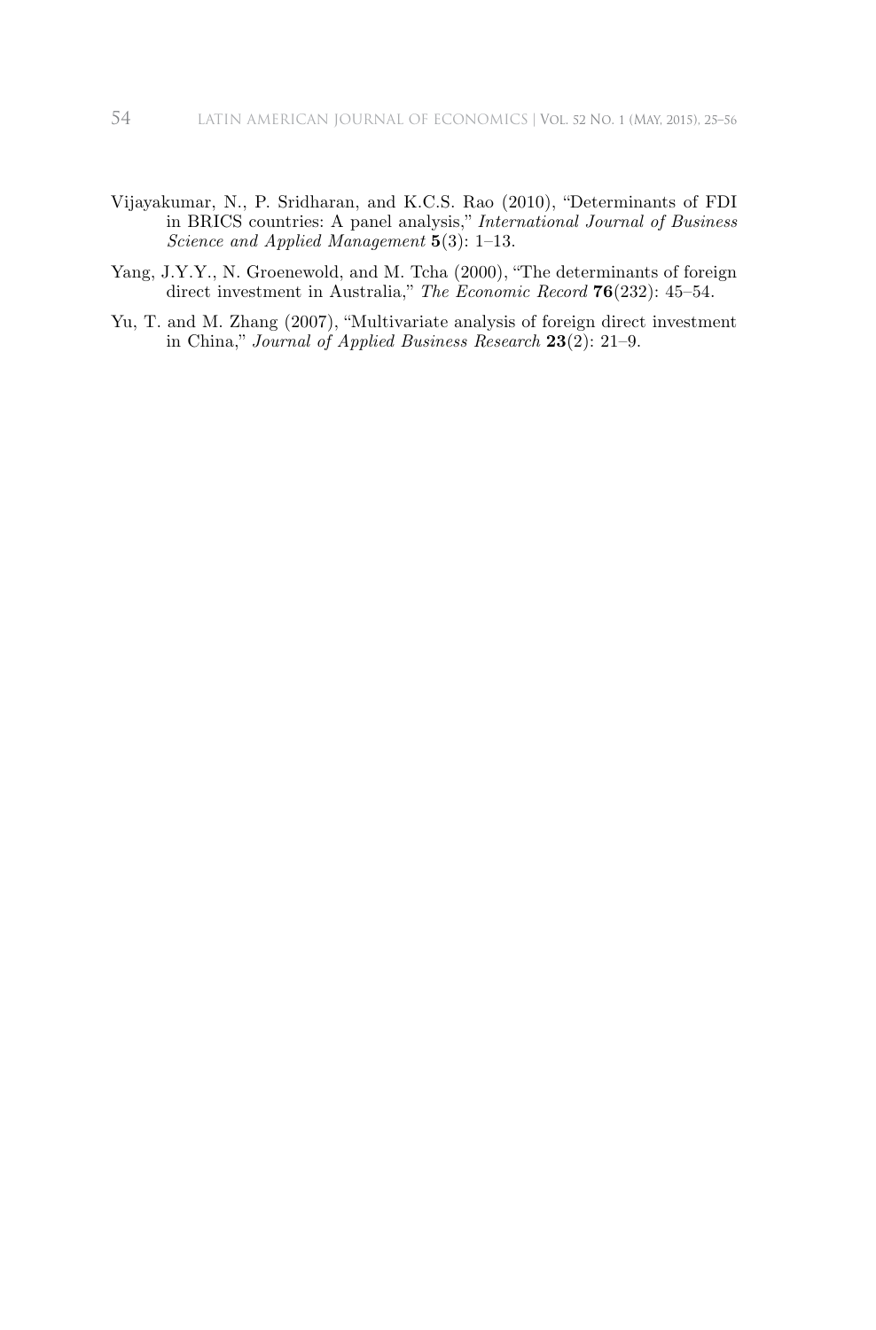Vijayakumar, N., P. Sridharan, and K.C.S. Rao (2010), "Determinants of FDI in BRICS countries: A panel analysis," *International Journal of Business Science and Applied Management* **5**(3): 1–13.

Yang, J.Y.Y., N. Groenewold, and M. Tcha (2000), "The determinants of foreign direct investment in Australia," *The Economic Record* **76**(232): 45–54.

Yu, T. and M. Zhang (2007), "Multivariate analysis of foreign direct investment in China," *Journal of Applied Business Research* **23**(2): 21–9.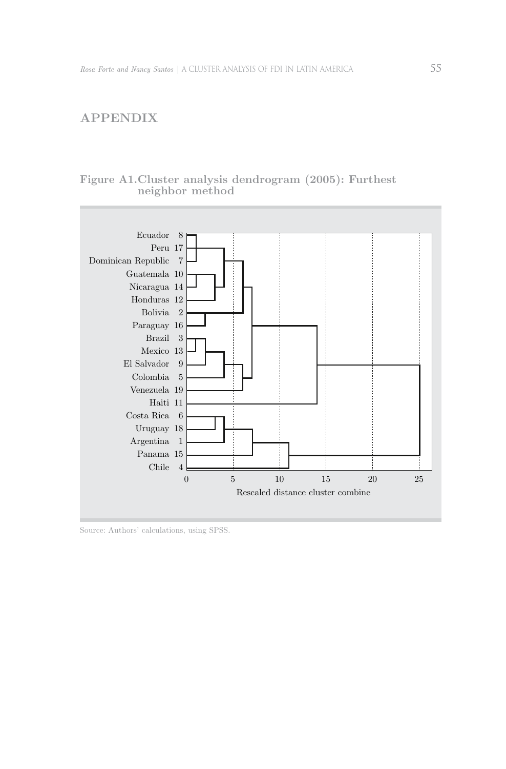# APPENDIX

**Figure A1. Cluster analysis dendrogram (2005): Furthest neighbor method**

Source: Authors' calculations, using SPSS.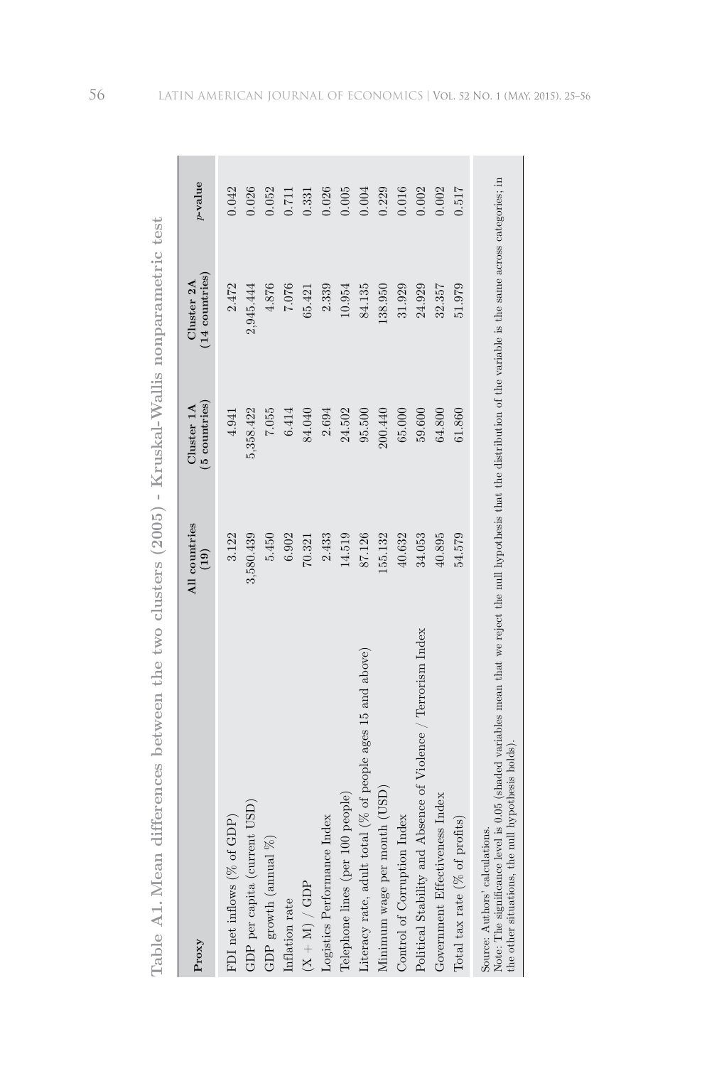**Table A1.** Mean differences between the two clusters (2005) - Kruskal-Wallis nonparametric test

| Proxy | All countries (19) | Cluster 1A (5 countries) | Cluster 2A (14 countries) | *p*-value |
|---|---|---|---|---|
| FDI net inflows (% of GDP) | 3.122 | 4.941 | 2.472 | 0.042 |
| GDP per capita (current USD) | 3,580.439 | 5,358.422 | 2,945.444 | 0.026 |
| GDP growth (annual %) | 5.450 | 7.055 | 4.876 | 0.052 |
| Inflation rate | 6.902 | 6.414 | 7.076 | 0.711 |
| (X + M) / GDP | 70.321 | 84.040 | 65.421 | 0.331 |
| Logistics Performance Index | 2.433 | 2.694 | 2.339 | 0.026 |
| Telephone lines (per 100 people) | 14.519 | 24.502 | 10.954 | 0.005 |
| Literacy rate, adult total (% of people ages 15 and above) | 87.126 | 95.500 | 84.135 | 0.004 |
| Minimum wage per month (USD) | 155.132 | 200.440 | 138.950 | 0.229 |
| Control of Corruption Index | 40.632 | 65.000 | 31.929 | 0.016 |
| Political Stability and Absence of Violence / Terrorism Index | 34.053 | 59.600 | 24.929 | 0.002 |
| Government Effectiveness Index | 40.895 | 64.800 | 32.357 | 0.002 |
| Total tax rate (% of profits) | 54.579 | 61.860 | 51.979 | 0.517 |

Source: Authors' calculations.
Note: The significance level is 0.05 (shaded variables mean that we reject the null hypothesis that the distribution of the variable is the same across categories; in the other situations, the null hypothesis holds).